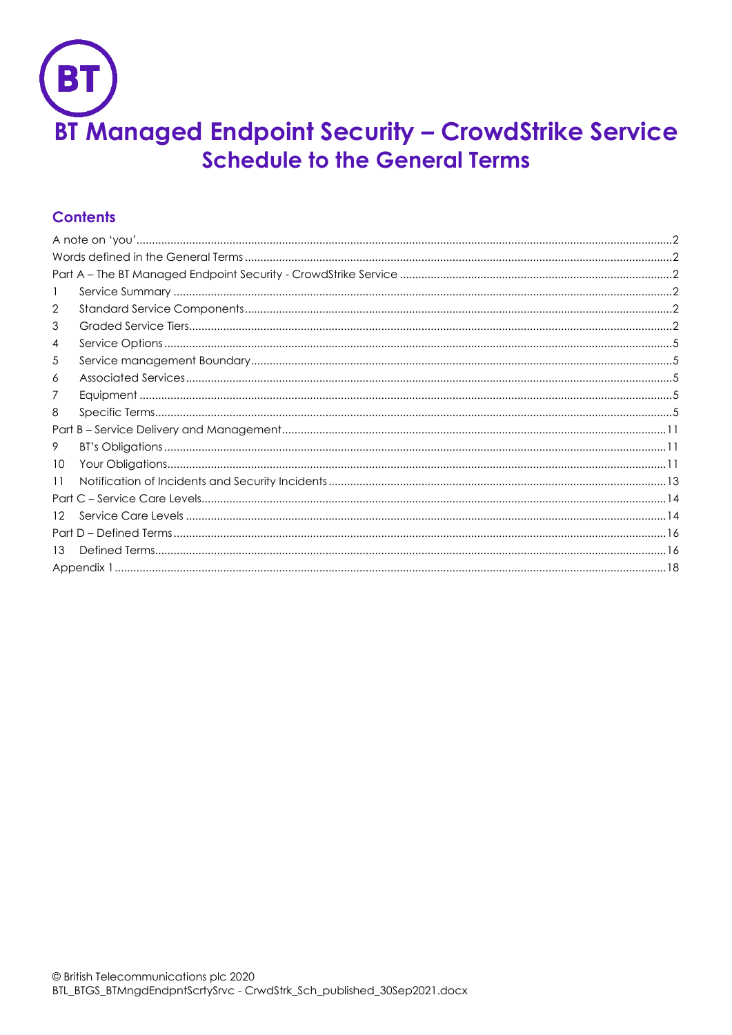BT

# BT Managed Endpoint Security – CrowdStrike Service

## Schedule to the General Terms

### Contents

| | | |
|---|---|---|
| A note on 'you' | | 2 |
| Words defined in the General Terms | | 2 |
| Part A – The BT Managed Endpoint Security - CrowdStrike Service | | 2 |
| 1 | Service Summary | 2 |
| 2 | Standard Service Components | 2 |
| 3 | Graded Service Tiers | 2 |
| 4 | Service Options | 5 |
| 5 | Service management Boundary | 5 |
| 6 | Associated Services | 5 |
| 7 | Equipment | 5 |
| 8 | Specific Terms | 5 |
| Part B – Service Delivery and Management | | 11 |
| 9 | BT's Obligations | 11 |
| 10 | Your Obligations | 11 |
| 11 | Notification of Incidents and Security Incidents | 13 |
| Part C – Service Care Levels | | 14 |
| 12 | Service Care Levels | 14 |
| Part D – Defined Terms | | 16 |
| 13 | Defined Terms | 16 |
| Appendix 1 | | 18 |

© British Telecommunications plc 2020
BTL_BTGS_BTMngdEndpntScrtySrvc - CrwdStrk_Sch_published_30Sep2021.docx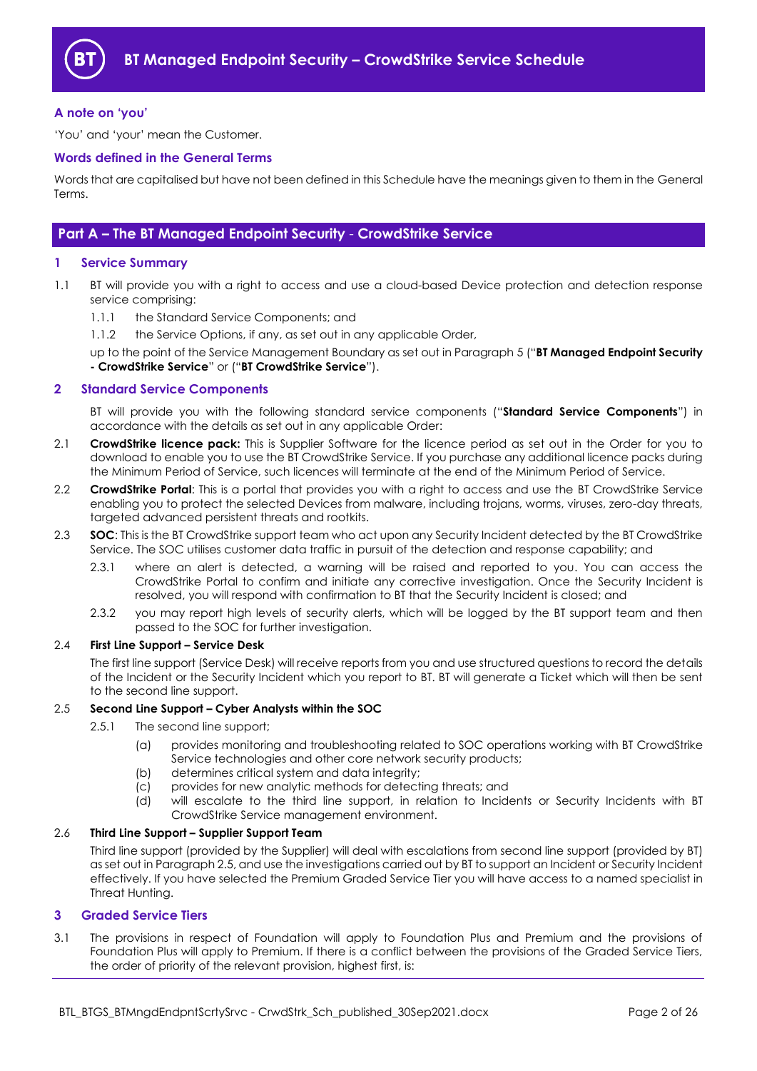## A note on 'you'

'You' and 'your' mean the Customer.

## Words defined in the General Terms

Words that are capitalised but have not been defined in this Schedule have the meanings given to them in the General Terms.

# Part A – The BT Managed Endpoint Security - CrowdStrike Service

## 1 Service Summary

1.1 BT will provide you with a right to access and use a cloud-based Device protection and detection response service comprising:

1.1.1 the Standard Service Components; and

1.1.2 the Service Options, if any, as set out in any applicable Order,

up to the point of the Service Management Boundary as set out in Paragraph 5 ("**BT Managed Endpoint Security - CrowdStrike Service**" or ("**BT CrowdStrike Service**").

## 2 Standard Service Components

BT will provide you with the following standard service components ("**Standard Service Components**") in accordance with the details as set out in any applicable Order:

2.1 **CrowdStrike licence pack:** This is Supplier Software for the licence period as set out in the Order for you to download to enable you to use the BT CrowdStrike Service. If you purchase any additional licence packs during the Minimum Period of Service, such licences will terminate at the end of the Minimum Period of Service.

2.2 **CrowdStrike Portal**: This is a portal that provides you with a right to access and use the BT CrowdStrike Service enabling you to protect the selected Devices from malware, including trojans, worms, viruses, zero-day threats, targeted advanced persistent threats and rootkits.

2.3 **SOC**: This is the BT CrowdStrike support team who act upon any Security Incident detected by the BT CrowdStrike Service. The SOC utilises customer data traffic in pursuit of the detection and response capability; and

2.3.1 where an alert is detected, a warning will be raised and reported to you. You can access the CrowdStrike Portal to confirm and initiate any corrective investigation. Once the Security Incident is resolved, you will respond with confirmation to BT that the Security Incident is closed; and

2.3.2 you may report high levels of security alerts, which will be logged by the BT support team and then passed to the SOC for further investigation.

2.4 **First Line Support – Service Desk**

The first line support (Service Desk) will receive reports from you and use structured questions to record the details of the Incident or the Security Incident which you report to BT. BT will generate a Ticket which will then be sent to the second line support.

2.5 **Second Line Support – Cyber Analysts within the SOC**

2.5.1 The second line support;

(a) provides monitoring and troubleshooting related to SOC operations working with BT CrowdStrike Service technologies and other core network security products;

(b) determines critical system and data integrity;

(c) provides for new analytic methods for detecting threats; and

(d) will escalate to the third line support, in relation to Incidents or Security Incidents with BT CrowdStrike Service management environment.

2.6 **Third Line Support – Supplier Support Team**

Third line support (provided by the Supplier) will deal with escalations from second line support (provided by BT) as set out in Paragraph 2.5, and use the investigations carried out by BT to support an Incident or Security Incident effectively. If you have selected the Premium Graded Service Tier you will have access to a named specialist in Threat Hunting.

## 3 Graded Service Tiers

3.1 The provisions in respect of Foundation will apply to Foundation Plus and Premium and the provisions of Foundation Plus will apply to Premium. If there is a conflict between the provisions of the Graded Service Tiers, the order of priority of the relevant provision, highest first, is: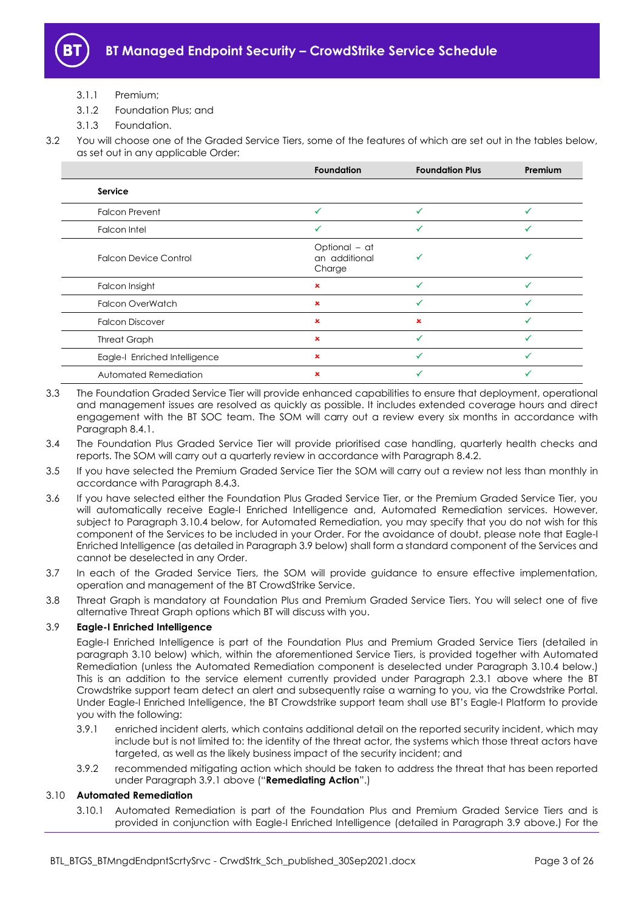3.1.1 Premium;

3.1.2 Foundation Plus; and

3.1.3 Foundation.

3.2 You will choose one of the Graded Service Tiers, some of the features of which are set out in the tables below, as set out in any applicable Order:

| | Foundation | Foundation Plus | Premium |
|---|---|---|---|
| **Service** | | | |
| Falcon Prevent | ✓ | ✓ | ✓ |
| Falcon Intel | ✓ | ✓ | ✓ |
| Falcon Device Control | Optional – at an additional Charge | ✓ | ✓ |
| Falcon Insight | ✗ | ✓ | ✓ |
| Falcon OverWatch | ✗ | ✓ | ✓ |
| Falcon Discover | ✗ | ✗ | ✓ |
| Threat Graph | ✗ | ✓ | ✓ |
| Eagle-I Enriched Intelligence | ✗ | ✓ | ✓ |
| Automated Remediation | ✗ | ✓ | ✓ |

3.3 The Foundation Graded Service Tier will provide enhanced capabilities to ensure that deployment, operational and management issues are resolved as quickly as possible. It includes extended coverage hours and direct engagement with the BT SOC team. The SOM will carry out a review every six months in accordance with Paragraph 8.4.1.

3.4 The Foundation Plus Graded Service Tier will provide prioritised case handling, quarterly health checks and reports. The SOM will carry out a quarterly review in accordance with Paragraph 8.4.2.

3.5 If you have selected the Premium Graded Service Tier the SOM will carry out a review not less than monthly in accordance with Paragraph 8.4.3.

3.6 If you have selected either the Foundation Plus Graded Service Tier, or the Premium Graded Service Tier, you will automatically receive Eagle-I Enriched Intelligence and, Automated Remediation services. However, subject to Paragraph 3.10.4 below, for Automated Remediation, you may specify that you do not wish for this component of the Services to be included in your Order. For the avoidance of doubt, please note that Eagle-I Enriched Intelligence (as detailed in Paragraph 3.9 below) shall form a standard component of the Services and cannot be deselected in any Order.

3.7 In each of the Graded Service Tiers, the SOM will provide guidance to ensure effective implementation, operation and management of the BT CrowdStrike Service.

3.8 Threat Graph is mandatory at Foundation Plus and Premium Graded Service Tiers. You will select one of five alternative Threat Graph options which BT will discuss with you.

3.9 **Eagle-I Enriched Intelligence**

Eagle-I Enriched Intelligence is part of the Foundation Plus and Premium Graded Service Tiers (detailed in paragraph 3.10 below) which, within the aforementioned Service Tiers, is provided together with Automated Remediation (unless the Automated Remediation component is deselected under Paragraph 3.10.4 below.) This is an addition to the service element currently provided under Paragraph 2.3.1 above where the BT Crowdstrike support team detect an alert and subsequently raise a warning to you, via the Crowdstrike Portal. Under Eagle-I Enriched Intelligence, the BT Crowdstrike support team shall use BT's Eagle-I Platform to provide you with the following:

3.9.1 enriched incident alerts, which contains additional detail on the reported security incident, which may include but is not limited to: the identity of the threat actor, the systems which those threat actors have targeted, as well as the likely business impact of the security incident; and

3.9.2 recommended mitigating action which should be taken to address the threat that has been reported under Paragraph 3.9.1 above ("**Remediating Action**".)

3.10 **Automated Remediation**

3.10.1 Automated Remediation is part of the Foundation Plus and Premium Graded Service Tiers and is provided in conjunction with Eagle-I Enriched Intelligence (detailed in Paragraph 3.9 above.) For the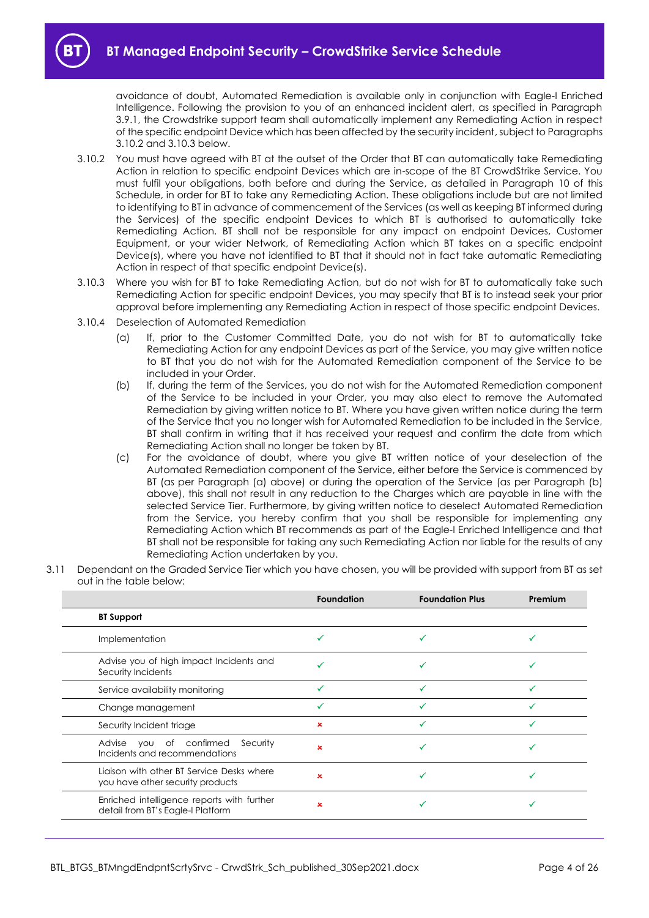avoidance of doubt, Automated Remediation is available only in conjunction with Eagle-I Enriched Intelligence. Following the provision to you of an enhanced incident alert, as specified in Paragraph 3.9.1, the Crowdstrike support team shall automatically implement any Remediating Action in respect of the specific endpoint Device which has been affected by the security incident, subject to Paragraphs 3.10.2 and 3.10.3 below.

3.10.2 You must have agreed with BT at the outset of the Order that BT can automatically take Remediating Action in relation to specific endpoint Devices which are in-scope of the BT CrowdStrike Service. You must fulfil your obligations, both before and during the Service, as detailed in Paragraph 10 of this Schedule, in order for BT to take any Remediating Action. These obligations include but are not limited to identifying to BT in advance of commencement of the Services (as well as keeping BT informed during the Services) of the specific endpoint Devices to which BT is authorised to automatically take Remediating Action. BT shall not be responsible for any impact on endpoint Devices, Customer Equipment, or your wider Network, of Remediating Action which BT takes on a specific endpoint Device(s), where you have not identified to BT that it should not in fact take automatic Remediating Action in respect of that specific endpoint Device(s).

3.10.3 Where you wish for BT to take Remediating Action, but do not wish for BT to automatically take such Remediating Action for specific endpoint Devices, you may specify that BT is to instead seek your prior approval before implementing any Remediating Action in respect of those specific endpoint Devices.

3.10.4 Deselection of Automated Remediation

(a) If, prior to the Customer Committed Date, you do not wish for BT to automatically take Remediating Action for any endpoint Devices as part of the Service, you may give written notice to BT that you do not wish for the Automated Remediation component of the Service to be included in your Order.

(b) If, during the term of the Services, you do not wish for the Automated Remediation component of the Service to be included in your Order, you may also elect to remove the Automated Remediation by giving written notice to BT. Where you have given written notice during the term of the Service that you no longer wish for Automated Remediation to be included in the Service, BT shall confirm in writing that it has received your request and confirm the date from which Remediating Action shall no longer be taken by BT.

(c) For the avoidance of doubt, where you give BT written notice of your deselection of the Automated Remediation component of the Service, either before the Service is commenced by BT (as per Paragraph (a) above) or during the operation of the Service (as per Paragraph (b) above), this shall not result in any reduction to the Charges which are payable in line with the selected Service Tier. Furthermore, by giving written notice to deselect Automated Remediation from the Service, you hereby confirm that you shall be responsible for implementing any Remediating Action which BT recommends as part of the Eagle-I Enriched Intelligence and that BT shall not be responsible for taking any such Remediating Action nor liable for the results of any Remediating Action undertaken by you.

3.11 Dependant on the Graded Service Tier which you have chosen, you will be provided with support from BT as set out in the table below:

| | Foundation | Foundation Plus | Premium |
|---|---|---|---|
| **BT Support** | | | |
| Implementation | ✓ | ✓ | ✓ |
| Advise you of high impact Incidents and Security Incidents | ✓ | ✓ | ✓ |
| Service availability monitoring | ✓ | ✓ | ✓ |
| Change management | ✓ | ✓ | ✓ |
| Security Incident triage | × | ✓ | ✓ |
| Advise you of confirmed Security Incidents and recommendations | × | ✓ | ✓ |
| Liaison with other BT Service Desks where you have other security products | × | ✓ | ✓ |
| Enriched intelligence reports with further detail from BT's Eagle-I Platform | × | ✓ | ✓ |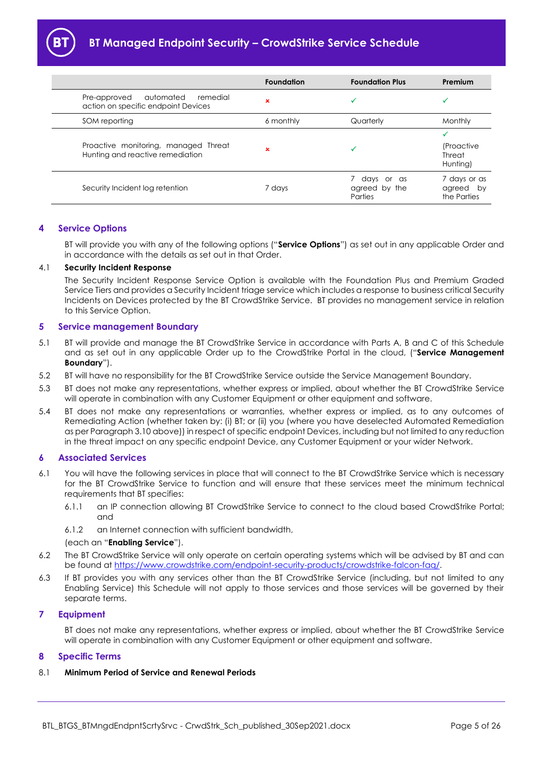| | Foundation | Foundation Plus | Premium |
|---|---|---|---|
| Pre-approved automated remedial action on specific endpoint Devices | ✗ | ✓ | ✓ |
| SOM reporting | 6 monthly | Quarterly | Monthly |
| Proactive monitoring, managed Threat Hunting and reactive remediation | ✗ | ✓ | ✓ (Proactive Threat Hunting) |
| Security Incident log retention | 7 days | 7 days or as agreed by the Parties | 7 days or as agreed by the Parties |

## 4 Service Options

BT will provide you with any of the following options ("**Service Options**") as set out in any applicable Order and in accordance with the details as set out in that Order.

4.1 **Security Incident Response**

The Security Incident Response Service Option is available with the Foundation Plus and Premium Graded Service Tiers and provides a Security Incident triage service which includes a response to business critical Security Incidents on Devices protected by the BT CrowdStrike Service. BT provides no management service in relation to this Service Option.

## 5 Service management Boundary

5.1 BT will provide and manage the BT CrowdStrike Service in accordance with Parts A, B and C of this Schedule and as set out in any applicable Order up to the CrowdStrike Portal in the cloud, ("**Service Management Boundary**").

5.2 BT will have no responsibility for the BT CrowdStrike Service outside the Service Management Boundary.

5.3 BT does not make any representations, whether express or implied, about whether the BT CrowdStrike Service will operate in combination with any Customer Equipment or other equipment and software.

5.4 BT does not make any representations or warranties, whether express or implied, as to any outcomes of Remediating Action (whether taken by: (i) BT; or (ii) you (where you have deselected Automated Remediation as per Paragraph 3.10 above)) in respect of specific endpoint Devices, including but not limited to any reduction in the threat impact on any specific endpoint Device, any Customer Equipment or your wider Network.

## 6 Associated Services

6.1 You will have the following services in place that will connect to the BT CrowdStrike Service which is necessary for the BT CrowdStrike Service to function and will ensure that these services meet the minimum technical requirements that BT specifies:

6.1.1 an IP connection allowing BT CrowdStrike Service to connect to the cloud based CrowdStrike Portal; and

6.1.2 an Internet connection with sufficient bandwidth,

(each an "**Enabling Service**").

6.2 The BT CrowdStrike Service will only operate on certain operating systems which will be advised by BT and can be found at https://www.crowdstrike.com/endpoint-security-products/crowdstrike-falcon-faq/.

6.3 If BT provides you with any services other than the BT CrowdStrike Service (including, but not limited to any Enabling Service) this Schedule will not apply to those services and those services will be governed by their separate terms.

## 7 Equipment

BT does not make any representations, whether express or implied, about whether the BT CrowdStrike Service will operate in combination with any Customer Equipment or other equipment and software.

## 8 Specific Terms

8.1 **Minimum Period of Service and Renewal Periods**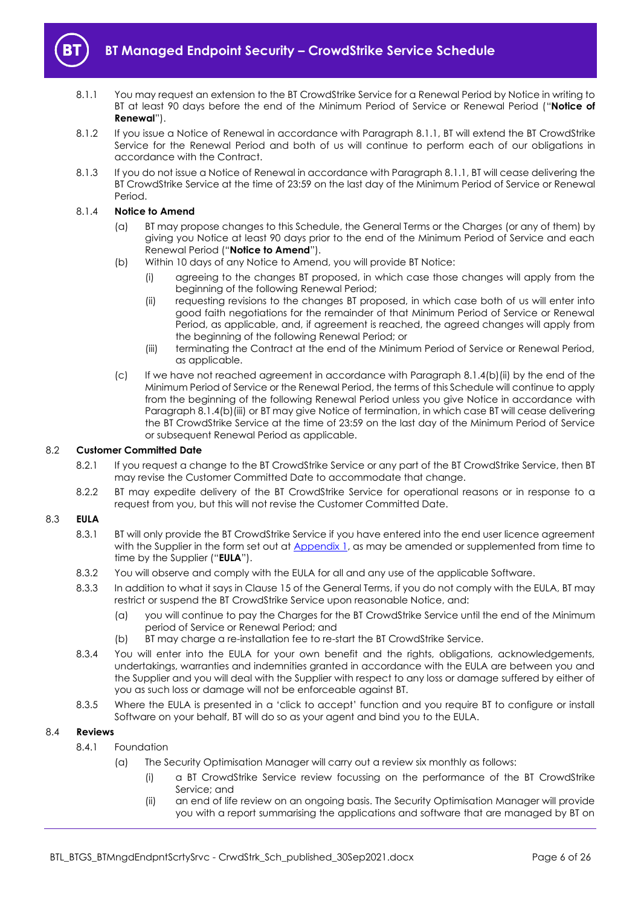8.1.1 You may request an extension to the BT CrowdStrike Service for a Renewal Period by Notice in writing to BT at least 90 days before the end of the Minimum Period of Service or Renewal Period ("**Notice of Renewal**").

8.1.2 If you issue a Notice of Renewal in accordance with Paragraph 8.1.1, BT will extend the BT CrowdStrike Service for the Renewal Period and both of us will continue to perform each of our obligations in accordance with the Contract.

8.1.3 If you do not issue a Notice of Renewal in accordance with Paragraph 8.1.1, BT will cease delivering the BT CrowdStrike Service at the time of 23:59 on the last day of the Minimum Period of Service or Renewal Period.

8.1.4 **Notice to Amend**

(a) BT may propose changes to this Schedule, the General Terms or the Charges (or any of them) by giving you Notice at least 90 days prior to the end of the Minimum Period of Service and each Renewal Period ("**Notice to Amend**").

(b) Within 10 days of any Notice to Amend, you will provide BT Notice:

(i) agreeing to the changes BT proposed, in which case those changes will apply from the beginning of the following Renewal Period;

(ii) requesting revisions to the changes BT proposed, in which case both of us will enter into good faith negotiations for the remainder of that Minimum Period of Service or Renewal Period, as applicable, and, if agreement is reached, the agreed changes will apply from the beginning of the following Renewal Period; or

(iii) terminating the Contract at the end of the Minimum Period of Service or Renewal Period, as applicable.

(c) If we have not reached agreement in accordance with Paragraph 8.1.4(b)(ii) by the end of the Minimum Period of Service or the Renewal Period, the terms of this Schedule will continue to apply from the beginning of the following Renewal Period unless you give Notice in accordance with Paragraph 8.1.4(b)(iii) or BT may give Notice of termination, in which case BT will cease delivering the BT CrowdStrike Service at the time of 23:59 on the last day of the Minimum Period of Service or subsequent Renewal Period as applicable.

8.2 **Customer Committed Date**

8.2.1 If you request a change to the BT CrowdStrike Service or any part of the BT CrowdStrike Service, then BT may revise the Customer Committed Date to accommodate that change.

8.2.2 BT may expedite delivery of the BT CrowdStrike Service for operational reasons or in response to a request from you, but this will not revise the Customer Committed Date.

8.3 **EULA**

8.3.1 BT will only provide the BT CrowdStrike Service if you have entered into the end user licence agreement with the Supplier in the form set out at Appendix 1, as may be amended or supplemented from time to time by the Supplier ("**EULA**").

8.3.2 You will observe and comply with the EULA for all and any use of the applicable Software.

8.3.3 In addition to what it says in Clause 15 of the General Terms, if you do not comply with the EULA, BT may restrict or suspend the BT CrowdStrike Service upon reasonable Notice, and:

(a) you will continue to pay the Charges for the BT CrowdStrike Service until the end of the Minimum period of Service or Renewal Period; and

(b) BT may charge a re-installation fee to re-start the BT CrowdStrike Service.

8.3.4 You will enter into the EULA for your own benefit and the rights, obligations, acknowledgements, undertakings, warranties and indemnities granted in accordance with the EULA are between you and the Supplier and you will deal with the Supplier with respect to any loss or damage suffered by either of you as such loss or damage will not be enforceable against BT.

8.3.5 Where the EULA is presented in a 'click to accept' function and you require BT to configure or install Software on your behalf, BT will do so as your agent and bind you to the EULA.

8.4 **Reviews**

8.4.1 Foundation

(a) The Security Optimisation Manager will carry out a review six monthly as follows:

(i) a BT CrowdStrike Service review focussing on the performance of the BT CrowdStrike Service; and

(ii) an end of life review on an ongoing basis. The Security Optimisation Manager will provide you with a report summarising the applications and software that are managed by BT on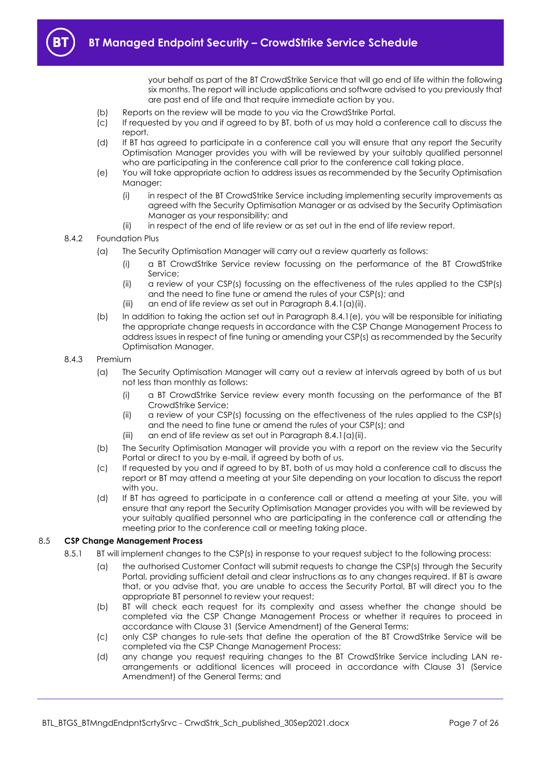your behalf as part of the BT CrowdStrike Service that will go end of life within the following six months. The report will include applications and software advised to you previously that are past end of life and that require immediate action by you.

(b) Reports on the review will be made to you via the CrowdStrike Portal.

(c) If requested by you and if agreed to by BT, both of us may hold a conference call to discuss the report.

(d) If BT has agreed to participate in a conference call you will ensure that any report the Security Optimisation Manager provides you with will be reviewed by your suitably qualified personnel who are participating in the conference call prior to the conference call taking place.

(e) You will take appropriate action to address issues as recommended by the Security Optimisation Manager:

(i) in respect of the BT CrowdStrike Service including implementing security improvements as agreed with the Security Optimisation Manager or as advised by the Security Optimisation Manager as your responsibility; and

(ii) in respect of the end of life review or as set out in the end of life review report.

8.4.2 Foundation Plus

(a) The Security Optimisation Manager will carry out a review quarterly as follows:

(i) a BT CrowdStrike Service review focussing on the performance of the BT CrowdStrike Service;

(ii) a review of your CSP(s) focussing on the effectiveness of the rules applied to the CSP(s) and the need to fine tune or amend the rules of your CSP(s); and

(iii) an end of life review as set out in Paragraph 8.4.1(a)(ii).

(b) In addition to taking the action set out in Paragraph 8.4.1(e), you will be responsible for initiating the appropriate change requests in accordance with the CSP Change Management Process to address issues in respect of fine tuning or amending your CSP(s) as recommended by the Security Optimisation Manager.

8.4.3 Premium

(a) The Security Optimisation Manager will carry out a review at intervals agreed by both of us but not less than monthly as follows:

(i) a BT CrowdStrike Service review every month focussing on the performance of the BT CrowdStrike Service;

(ii) a review of your CSP(s) focussing on the effectiveness of the rules applied to the CSP(s) and the need to fine tune or amend the rules of your CSP(s); and

(iii) an end of life review as set out in Paragraph 8.4.1(a)(ii).

(b) The Security Optimisation Manager will provide you with a report on the review via the Security Portal or direct to you by e-mail, if agreed by both of us.

(c) If requested by you and if agreed to by BT, both of us may hold a conference call to discuss the report or BT may attend a meeting at your Site depending on your location to discuss the report with you.

(d) If BT has agreed to participate in a conference call or attend a meeting at your Site, you will ensure that any report the Security Optimisation Manager provides you with will be reviewed by your suitably qualified personnel who are participating in the conference call or attending the meeting prior to the conference call or meeting taking place.

8.5 **CSP Change Management Process**

8.5.1 BT will implement changes to the CSP(s) in response to your request subject to the following process:

(a) the authorised Customer Contact will submit requests to change the CSP(s) through the Security Portal, providing sufficient detail and clear instructions as to any changes required. If BT is aware that, or you advise that, you are unable to access the Security Portal, BT will direct you to the appropriate BT personnel to review your request;

(b) BT will check each request for its complexity and assess whether the change should be completed via the CSP Change Management Process or whether it requires to proceed in accordance with Clause 31 (Service Amendment) of the General Terms;

(c) only CSP changes to rule-sets that define the operation of the BT CrowdStrike Service will be completed via the CSP Change Management Process;

(d) any change you request requiring changes to the BT CrowdStrike Service including LAN re-arrangements or additional licences will proceed in accordance with Clause 31 (Service Amendment) of the General Terms; and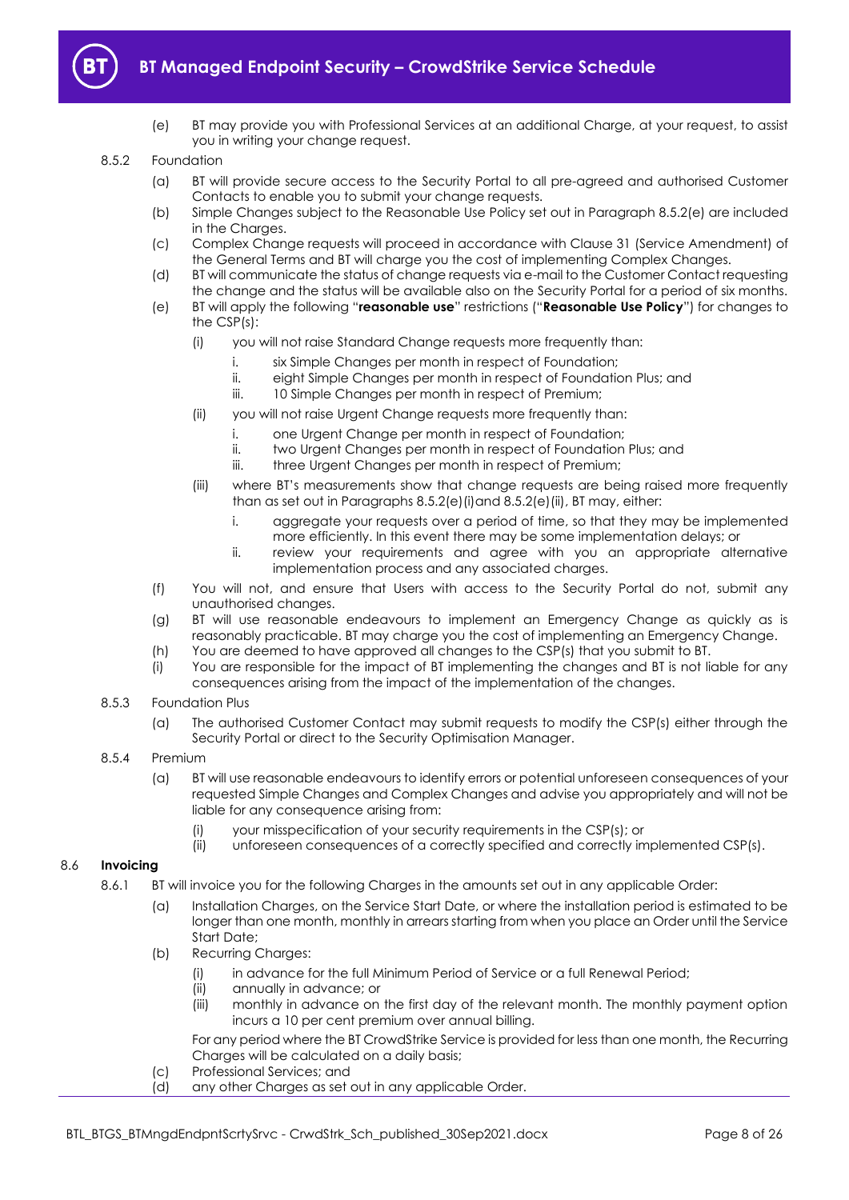(e) BT may provide you with Professional Services at an additional Charge, at your request, to assist you in writing your change request.

8.5.2 Foundation

(a) BT will provide secure access to the Security Portal to all pre-agreed and authorised Customer Contacts to enable you to submit your change requests.

(b) Simple Changes subject to the Reasonable Use Policy set out in Paragraph 8.5.2(e) are included in the Charges.

(c) Complex Change requests will proceed in accordance with Clause 31 (Service Amendment) of the General Terms and BT will charge you the cost of implementing Complex Changes.

(d) BT will communicate the status of change requests via e-mail to the Customer Contact requesting the change and the status will be available also on the Security Portal for a period of six months.

(e) BT will apply the following "**reasonable use**" restrictions ("**Reasonable Use Policy**") for changes to the CSP(s):

(i) you will not raise Standard Change requests more frequently than:

i. six Simple Changes per month in respect of Foundation;
ii. eight Simple Changes per month in respect of Foundation Plus; and
iii. 10 Simple Changes per month in respect of Premium;

(ii) you will not raise Urgent Change requests more frequently than:

i. one Urgent Change per month in respect of Foundation;
ii. two Urgent Changes per month in respect of Foundation Plus; and
iii. three Urgent Changes per month in respect of Premium;

(iii) where BT's measurements show that change requests are being raised more frequently than as set out in Paragraphs 8.5.2(e)(i)and 8.5.2(e)(ii), BT may, either:

i. aggregate your requests over a period of time, so that they may be implemented more efficiently. In this event there may be some implementation delays; or
ii. review your requirements and agree with you an appropriate alternative implementation process and any associated charges.

(f) You will not, and ensure that Users with access to the Security Portal do not, submit any unauthorised changes.

(g) BT will use reasonable endeavours to implement an Emergency Change as quickly as is reasonably practicable. BT may charge you the cost of implementing an Emergency Change.

(h) You are deemed to have approved all changes to the CSP(s) that you submit to BT.

(i) You are responsible for the impact of BT implementing the changes and BT is not liable for any consequences arising from the impact of the implementation of the changes.

8.5.3 Foundation Plus

(a) The authorised Customer Contact may submit requests to modify the CSP(s) either through the Security Portal or direct to the Security Optimisation Manager.

8.5.4 Premium

(a) BT will use reasonable endeavours to identify errors or potential unforeseen consequences of your requested Simple Changes and Complex Changes and advise you appropriately and will not be liable for any consequence arising from:

(i) your misspecification of your security requirements in the CSP(s); or
(ii) unforeseen consequences of a correctly specified and correctly implemented CSP(s).

## 8.6 Invoicing

8.6.1 BT will invoice you for the following Charges in the amounts set out in any applicable Order:

(a) Installation Charges, on the Service Start Date, or where the installation period is estimated to be longer than one month, monthly in arrears starting from when you place an Order until the Service Start Date;

(b) Recurring Charges:

(i) in advance for the full Minimum Period of Service or a full Renewal Period;
(ii) annually in advance; or
(iii) monthly in advance on the first day of the relevant month. The monthly payment option incurs a 10 per cent premium over annual billing.

For any period where the BT CrowdStrike Service is provided for less than one month, the Recurring Charges will be calculated on a daily basis;

(c) Professional Services; and

(d) any other Charges as set out in any applicable Order.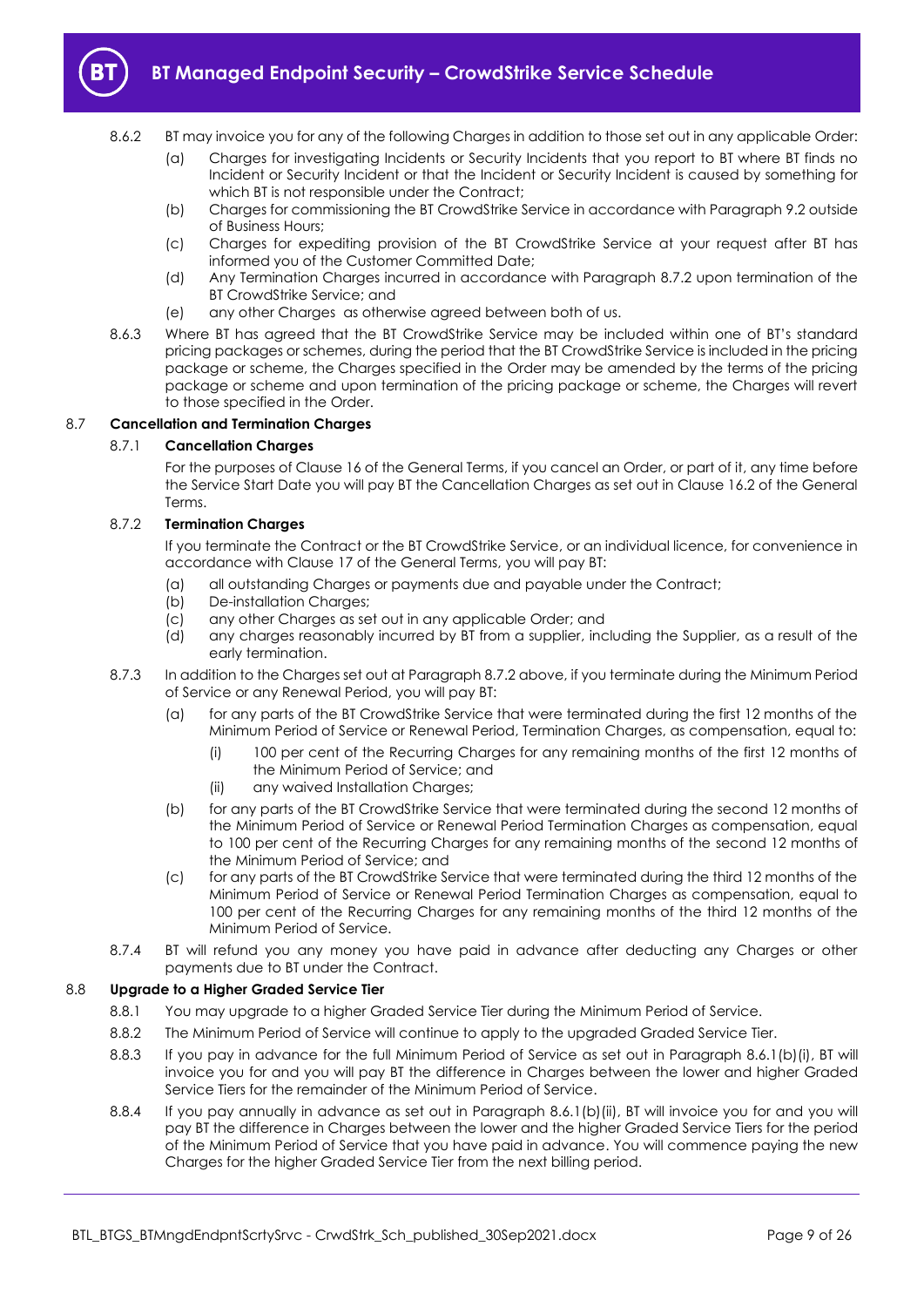8.6.2 BT may invoice you for any of the following Charges in addition to those set out in any applicable Order:

(a) Charges for investigating Incidents or Security Incidents that you report to BT where BT finds no Incident or Security Incident or that the Incident or Security Incident is caused by something for which BT is not responsible under the Contract;

(b) Charges for commissioning the BT CrowdStrike Service in accordance with Paragraph 9.2 outside of Business Hours;

(c) Charges for expediting provision of the BT CrowdStrike Service at your request after BT has informed you of the Customer Committed Date;

(d) Any Termination Charges incurred in accordance with Paragraph 8.7.2 upon termination of the BT CrowdStrike Service; and

(e) any other Charges as otherwise agreed between both of us.

8.6.3 Where BT has agreed that the BT CrowdStrike Service may be included within one of BT's standard pricing packages or schemes, during the period that the BT CrowdStrike Service is included in the pricing package or scheme, the Charges specified in the Order may be amended by the terms of the pricing package or scheme and upon termination of the pricing package or scheme, the Charges will revert to those specified in the Order.

## 8.7 Cancellation and Termination Charges

### 8.7.1 Cancellation Charges

For the purposes of Clause 16 of the General Terms, if you cancel an Order, or part of it, any time before the Service Start Date you will pay BT the Cancellation Charges as set out in Clause 16.2 of the General Terms.

### 8.7.2 Termination Charges

If you terminate the Contract or the BT CrowdStrike Service, or an individual licence, for convenience in accordance with Clause 17 of the General Terms, you will pay BT:

(a) all outstanding Charges or payments due and payable under the Contract;

(b) De-installation Charges;

(c) any other Charges as set out in any applicable Order; and

(d) any charges reasonably incurred by BT from a supplier, including the Supplier, as a result of the early termination.

8.7.3 In addition to the Charges set out at Paragraph 8.7.2 above, if you terminate during the Minimum Period of Service or any Renewal Period, you will pay BT:

(a) for any parts of the BT CrowdStrike Service that were terminated during the first 12 months of the Minimum Period of Service or Renewal Period, Termination Charges, as compensation, equal to:

(i) 100 per cent of the Recurring Charges for any remaining months of the first 12 months of the Minimum Period of Service; and

(ii) any waived Installation Charges;

(b) for any parts of the BT CrowdStrike Service that were terminated during the second 12 months of the Minimum Period of Service or Renewal Period Termination Charges as compensation, equal to 100 per cent of the Recurring Charges for any remaining months of the second 12 months of the Minimum Period of Service; and

(c) for any parts of the BT CrowdStrike Service that were terminated during the third 12 months of the Minimum Period of Service or Renewal Period Termination Charges as compensation, equal to 100 per cent of the Recurring Charges for any remaining months of the third 12 months of the Minimum Period of Service.

8.7.4 BT will refund you any money you have paid in advance after deducting any Charges or other payments due to BT under the Contract.

## 8.8 Upgrade to a Higher Graded Service Tier

8.8.1 You may upgrade to a higher Graded Service Tier during the Minimum Period of Service.

8.8.2 The Minimum Period of Service will continue to apply to the upgraded Graded Service Tier.

8.8.3 If you pay in advance for the full Minimum Period of Service as set out in Paragraph 8.6.1(b)(i), BT will invoice you for and you will pay BT the difference in Charges between the lower and higher Graded Service Tiers for the remainder of the Minimum Period of Service.

8.8.4 If you pay annually in advance as set out in Paragraph 8.6.1(b)(ii), BT will invoice you for and you will pay BT the difference in Charges between the lower and the higher Graded Service Tiers for the period of the Minimum Period of Service that you have paid in advance. You will commence paying the new Charges for the higher Graded Service Tier from the next billing period.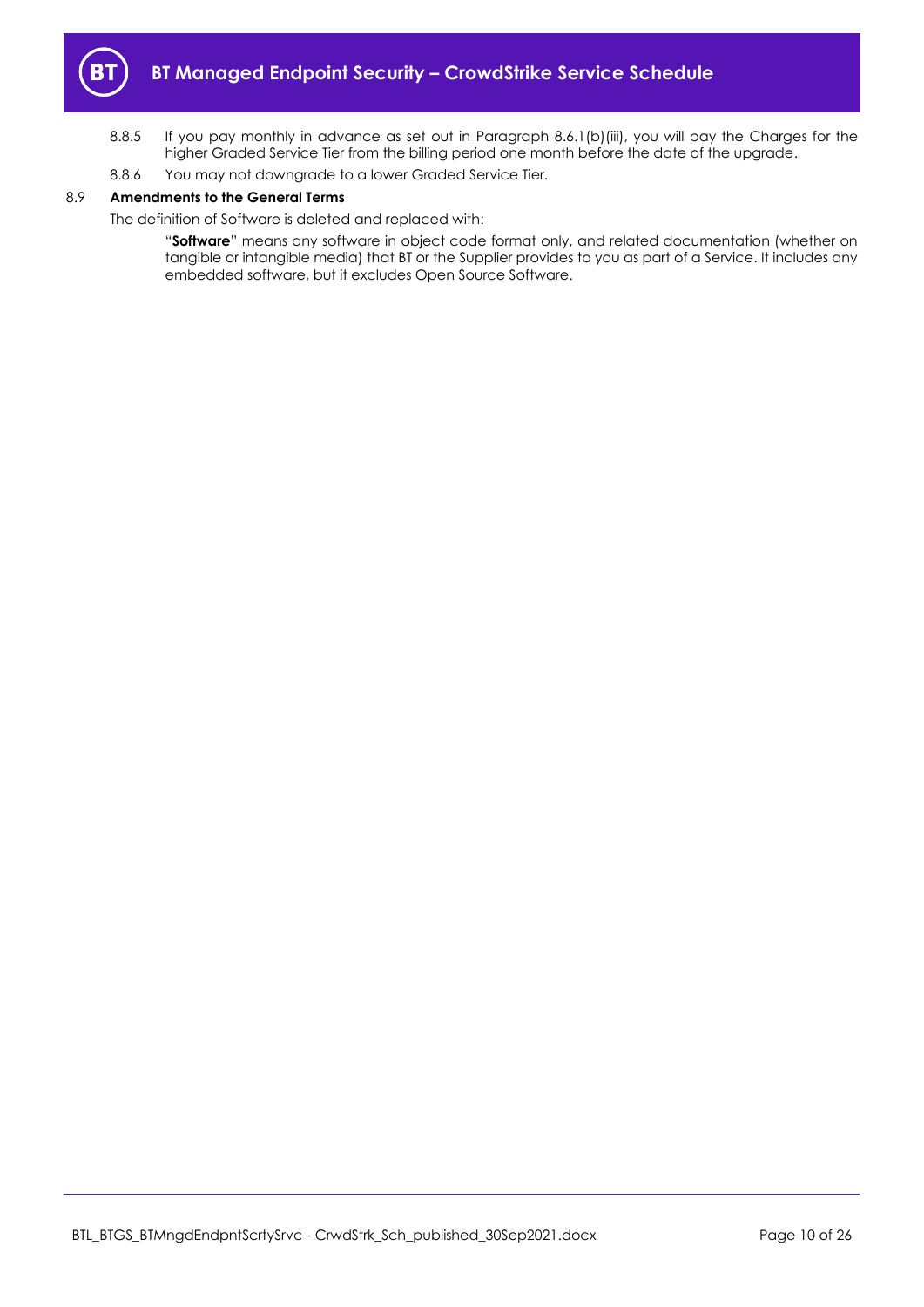8.8.5 If you pay monthly in advance as set out in Paragraph 8.6.1(b)(iii), you will pay the Charges for the higher Graded Service Tier from the billing period one month before the date of the upgrade.

8.8.6 You may not downgrade to a lower Graded Service Tier.

### 8.9 Amendments to the General Terms

The definition of Software is deleted and replaced with:

> "**Software**" means any software in object code format only, and related documentation (whether on tangible or intangible media) that BT or the Supplier provides to you as part of a Service. It includes any embedded software, but it excludes Open Source Software.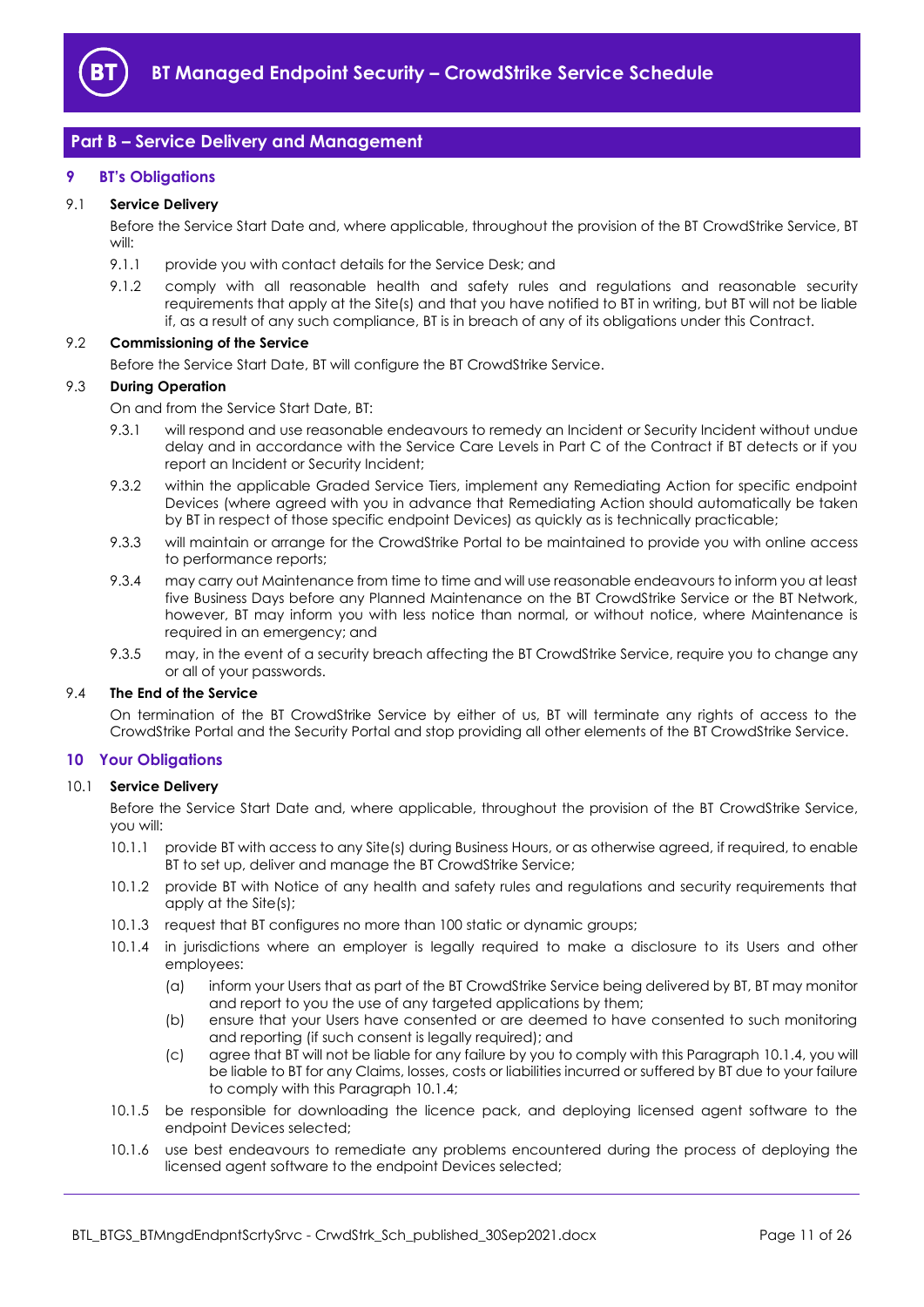## Part B – Service Delivery and Management

### 9 BT's Obligations

**9.1 Service Delivery**

Before the Service Start Date and, where applicable, throughout the provision of the BT CrowdStrike Service, BT will:

9.1.1 provide you with contact details for the Service Desk; and

9.1.2 comply with all reasonable health and safety rules and regulations and reasonable security requirements that apply at the Site(s) and that you have notified to BT in writing, but BT will not be liable if, as a result of any such compliance, BT is in breach of any of its obligations under this Contract.

**9.2 Commissioning of the Service**

Before the Service Start Date, BT will configure the BT CrowdStrike Service.

**9.3 During Operation**

On and from the Service Start Date, BT:

9.3.1 will respond and use reasonable endeavours to remedy an Incident or Security Incident without undue delay and in accordance with the Service Care Levels in Part C of the Contract if BT detects or if you report an Incident or Security Incident;

9.3.2 within the applicable Graded Service Tiers, implement any Remediating Action for specific endpoint Devices (where agreed with you in advance that Remediating Action should automatically be taken by BT in respect of those specific endpoint Devices) as quickly as is technically practicable;

9.3.3 will maintain or arrange for the CrowdStrike Portal to be maintained to provide you with online access to performance reports;

9.3.4 may carry out Maintenance from time to time and will use reasonable endeavours to inform you at least five Business Days before any Planned Maintenance on the BT CrowdStrike Service or the BT Network, however, BT may inform you with less notice than normal, or without notice, where Maintenance is required in an emergency; and

9.3.5 may, in the event of a security breach affecting the BT CrowdStrike Service, require you to change any or all of your passwords.

**9.4 The End of the Service**

On termination of the BT CrowdStrike Service by either of us, BT will terminate any rights of access to the CrowdStrike Portal and the Security Portal and stop providing all other elements of the BT CrowdStrike Service.

### 10 Your Obligations

**10.1 Service Delivery**

Before the Service Start Date and, where applicable, throughout the provision of the BT CrowdStrike Service, you will:

10.1.1 provide BT with access to any Site(s) during Business Hours, or as otherwise agreed, if required, to enable BT to set up, deliver and manage the BT CrowdStrike Service;

10.1.2 provide BT with Notice of any health and safety rules and regulations and security requirements that apply at the Site(s);

10.1.3 request that BT configures no more than 100 static or dynamic groups;

10.1.4 in jurisdictions where an employer is legally required to make a disclosure to its Users and other employees:

(a) inform your Users that as part of the BT CrowdStrike Service being delivered by BT, BT may monitor and report to you the use of any targeted applications by them;

(b) ensure that your Users have consented or are deemed to have consented to such monitoring and reporting (if such consent is legally required); and

(c) agree that BT will not be liable for any failure by you to comply with this Paragraph 10.1.4, you will be liable to BT for any Claims, losses, costs or liabilities incurred or suffered by BT due to your failure to comply with this Paragraph 10.1.4;

10.1.5 be responsible for downloading the licence pack, and deploying licensed agent software to the endpoint Devices selected;

10.1.6 use best endeavours to remediate any problems encountered during the process of deploying the licensed agent software to the endpoint Devices selected;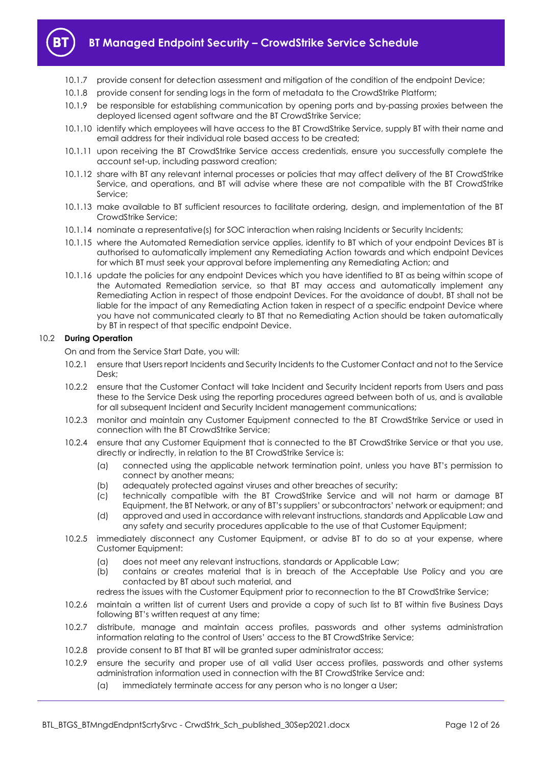10.1.7 provide consent for detection assessment and mitigation of the condition of the endpoint Device;

10.1.8 provide consent for sending logs in the form of metadata to the CrowdStrike Platform;

10.1.9 be responsible for establishing communication by opening ports and by-passing proxies between the deployed licensed agent software and the BT CrowdStrike Service;

10.1.10 identify which employees will have access to the BT CrowdStrike Service, supply BT with their name and email address for their individual role based access to be created;

10.1.11 upon receiving the BT CrowdStrike Service access credentials, ensure you successfully complete the account set-up, including password creation;

10.1.12 share with BT any relevant internal processes or policies that may affect delivery of the BT CrowdStrike Service, and operations, and BT will advise where these are not compatible with the BT CrowdStrike Service;

10.1.13 make available to BT sufficient resources to facilitate ordering, design, and implementation of the BT CrowdStrike Service;

10.1.14 nominate a representative(s) for SOC interaction when raising Incidents or Security Incidents;

10.1.15 where the Automated Remediation service applies, identify to BT which of your endpoint Devices BT is authorised to automatically implement any Remediating Action towards and which endpoint Devices for which BT must seek your approval before implementing any Remediating Action; and

10.1.16 update the policies for any endpoint Devices which you have identified to BT as being within scope of the Automated Remediation service, so that BT may access and automatically implement any Remediating Action in respect of those endpoint Devices. For the avoidance of doubt, BT shall not be liable for the impact of any Remediating Action taken in respect of a specific endpoint Device where you have not communicated clearly to BT that no Remediating Action should be taken automatically by BT in respect of that specific endpoint Device.

### 10.2 **During Operation**

On and from the Service Start Date, you will:

10.2.1 ensure that Users report Incidents and Security Incidents to the Customer Contact and not to the Service Desk;

10.2.2 ensure that the Customer Contact will take Incident and Security Incident reports from Users and pass these to the Service Desk using the reporting procedures agreed between both of us, and is available for all subsequent Incident and Security Incident management communications;

10.2.3 monitor and maintain any Customer Equipment connected to the BT CrowdStrike Service or used in connection with the BT CrowdStrike Service;

10.2.4 ensure that any Customer Equipment that is connected to the BT CrowdStrike Service or that you use, directly or indirectly, in relation to the BT CrowdStrike Service is:

- (a) connected using the applicable network termination point, unless you have BT's permission to connect by another means;
- (b) adequately protected against viruses and other breaches of security;
- (c) technically compatible with the BT CrowdStrike Service and will not harm or damage BT Equipment, the BT Network, or any of BT's suppliers' or subcontractors' network or equipment; and
- (d) approved and used in accordance with relevant instructions, standards and Applicable Law and any safety and security procedures applicable to the use of that Customer Equipment;

10.2.5 immediately disconnect any Customer Equipment, or advise BT to do so at your expense, where Customer Equipment:

- (a) does not meet any relevant instructions, standards or Applicable Law;
- (b) contains or creates material that is in breach of the Acceptable Use Policy and you are contacted by BT about such material, and

redress the issues with the Customer Equipment prior to reconnection to the BT CrowdStrike Service;

10.2.6 maintain a written list of current Users and provide a copy of such list to BT within five Business Days following BT's written request at any time;

10.2.7 distribute, manage and maintain access profiles, passwords and other systems administration information relating to the control of Users' access to the BT CrowdStrike Service;

10.2.8 provide consent to BT that BT will be granted super administrator access;

10.2.9 ensure the security and proper use of all valid User access profiles, passwords and other systems administration information used in connection with the BT CrowdStrike Service and:

- (a) immediately terminate access for any person who is no longer a User;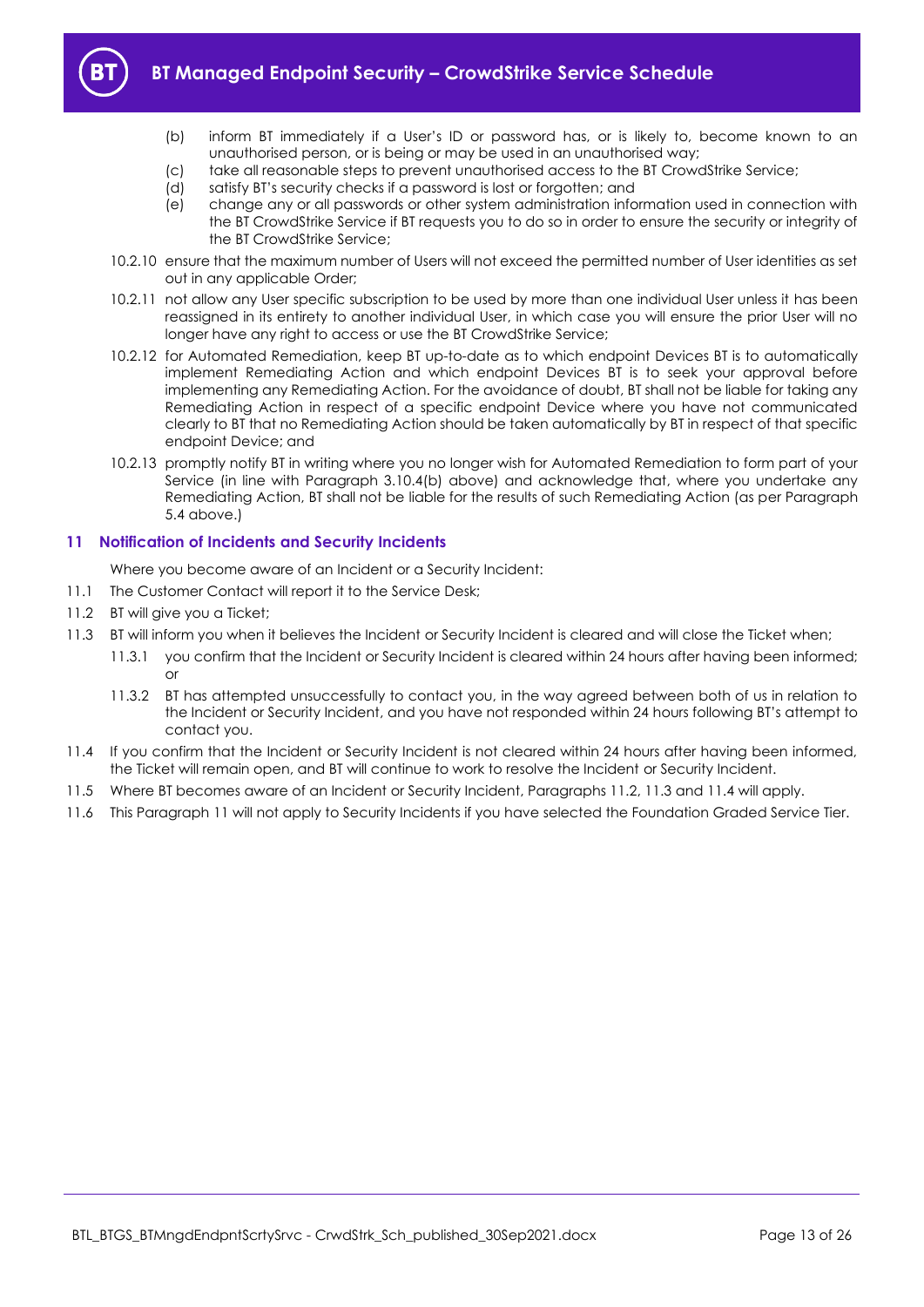(b) inform BT immediately if a User's ID or password has, or is likely to, become known to an unauthorised person, or is being or may be used in an unauthorised way;

(c) take all reasonable steps to prevent unauthorised access to the BT CrowdStrike Service;

(d) satisfy BT's security checks if a password is lost or forgotten; and

(e) change any or all passwords or other system administration information used in connection with the BT CrowdStrike Service if BT requests you to do so in order to ensure the security or integrity of the BT CrowdStrike Service;

10.2.10 ensure that the maximum number of Users will not exceed the permitted number of User identities as set out in any applicable Order;

10.2.11 not allow any User specific subscription to be used by more than one individual User unless it has been reassigned in its entirety to another individual User, in which case you will ensure the prior User will no longer have any right to access or use the BT CrowdStrike Service;

10.2.12 for Automated Remediation, keep BT up-to-date as to which endpoint Devices BT is to automatically implement Remediating Action and which endpoint Devices BT is to seek your approval before implementing any Remediating Action. For the avoidance of doubt, BT shall not be liable for taking any Remediating Action in respect of a specific endpoint Device where you have not communicated clearly to BT that no Remediating Action should be taken automatically by BT in respect of that specific endpoint Device; and

10.2.13 promptly notify BT in writing where you no longer wish for Automated Remediation to form part of your Service (in line with Paragraph 3.10.4(b) above) and acknowledge that, where you undertake any Remediating Action, BT shall not be liable for the results of such Remediating Action (as per Paragraph 5.4 above.)

## 11 Notification of Incidents and Security Incidents

Where you become aware of an Incident or a Security Incident:

11.1 The Customer Contact will report it to the Service Desk;

11.2 BT will give you a Ticket;

11.3 BT will inform you when it believes the Incident or Security Incident is cleared and will close the Ticket when;

11.3.1 you confirm that the Incident or Security Incident is cleared within 24 hours after having been informed; or

11.3.2 BT has attempted unsuccessfully to contact you, in the way agreed between both of us in relation to the Incident or Security Incident, and you have not responded within 24 hours following BT's attempt to contact you.

11.4 If you confirm that the Incident or Security Incident is not cleared within 24 hours after having been informed, the Ticket will remain open, and BT will continue to work to resolve the Incident or Security Incident.

11.5 Where BT becomes aware of an Incident or Security Incident, Paragraphs 11.2, 11.3 and 11.4 will apply.

11.6 This Paragraph 11 will not apply to Security Incidents if you have selected the Foundation Graded Service Tier.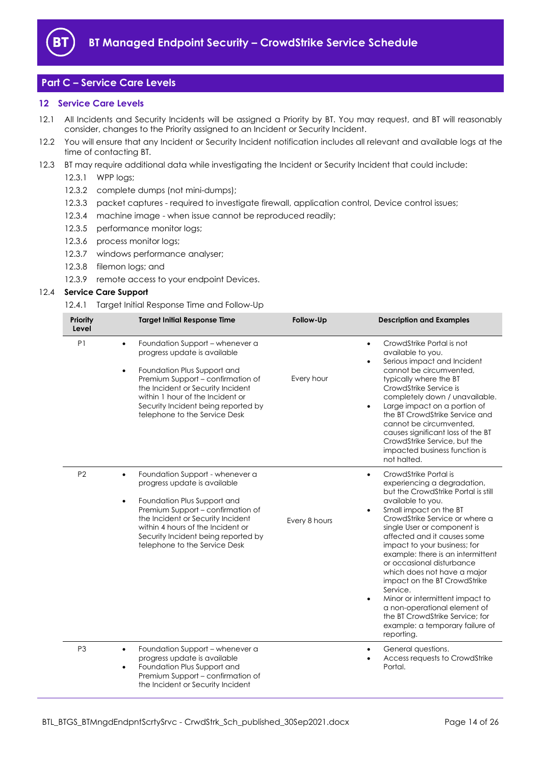## Part C – Service Care Levels

### 12 Service Care Levels

12.1 All Incidents and Security Incidents will be assigned a Priority by BT. You may request, and BT will reasonably consider, changes to the Priority assigned to an Incident or Security Incident.

12.2 You will ensure that any Incident or Security Incident notification includes all relevant and available logs at the time of contacting BT.

12.3 BT may require additional data while investigating the Incident or Security Incident that could include:

12.3.1 WPP logs;

12.3.2 complete dumps (not mini-dumps);

12.3.3 packet captures - required to investigate firewall, application control, Device control issues;

12.3.4 machine image - when issue cannot be reproduced readily;

12.3.5 performance monitor logs;

12.3.6 process monitor logs;

12.3.7 windows performance analyser;

12.3.8 filemon logs; and

12.3.9 remote access to your endpoint Devices.

12.4 **Service Care Support**

12.4.1 Target Initial Response Time and Follow-Up

| Priority Level | Target Initial Response Time | Follow-Up | Description and Examples |
|---|---|---|---|
| P1 | • Foundation Support – whenever a progress update is available<br>• Foundation Plus Support and Premium Support – confirmation of the Incident or Security Incident within 1 hour of the Incident or Security Incident being reported by telephone to the Service Desk | Every hour | • CrowdStrike Portal is not available to you.<br>• Serious impact and Incident cannot be circumvented, typically where the BT CrowdStrike Service is completely down / unavailable.<br>• Large impact on a portion of the BT CrowdStrike Service and cannot be circumvented, causes significant loss of the BT CrowdStrike Service, but the impacted business function is not halted. |
| P2 | • Foundation Support - whenever a progress update is available<br>• Foundation Plus Support and Premium Support – confirmation of the Incident or Security Incident within 4 hours of the Incident or Security Incident being reported by telephone to the Service Desk | Every 8 hours | • CrowdStrike Portal is experiencing a degradation, but the CrowdStrike Portal is still available to you.<br>• Small impact on the BT CrowdStrike Service or where a single User or component is affected and it causes some impact to your business; for example: there is an intermittent or occasional disturbance which does not have a major impact on the BT CrowdStrike Service.<br>• Minor or intermittent impact to a non-operational element of the BT CrowdStrike Service; for example: a temporary failure of reporting. |
| P3 | • Foundation Support – whenever a progress update is available<br>• Foundation Plus Support and Premium Support – confirmation of the Incident or Security Incident | | • General questions.<br>• Access requests to CrowdStrike Portal. |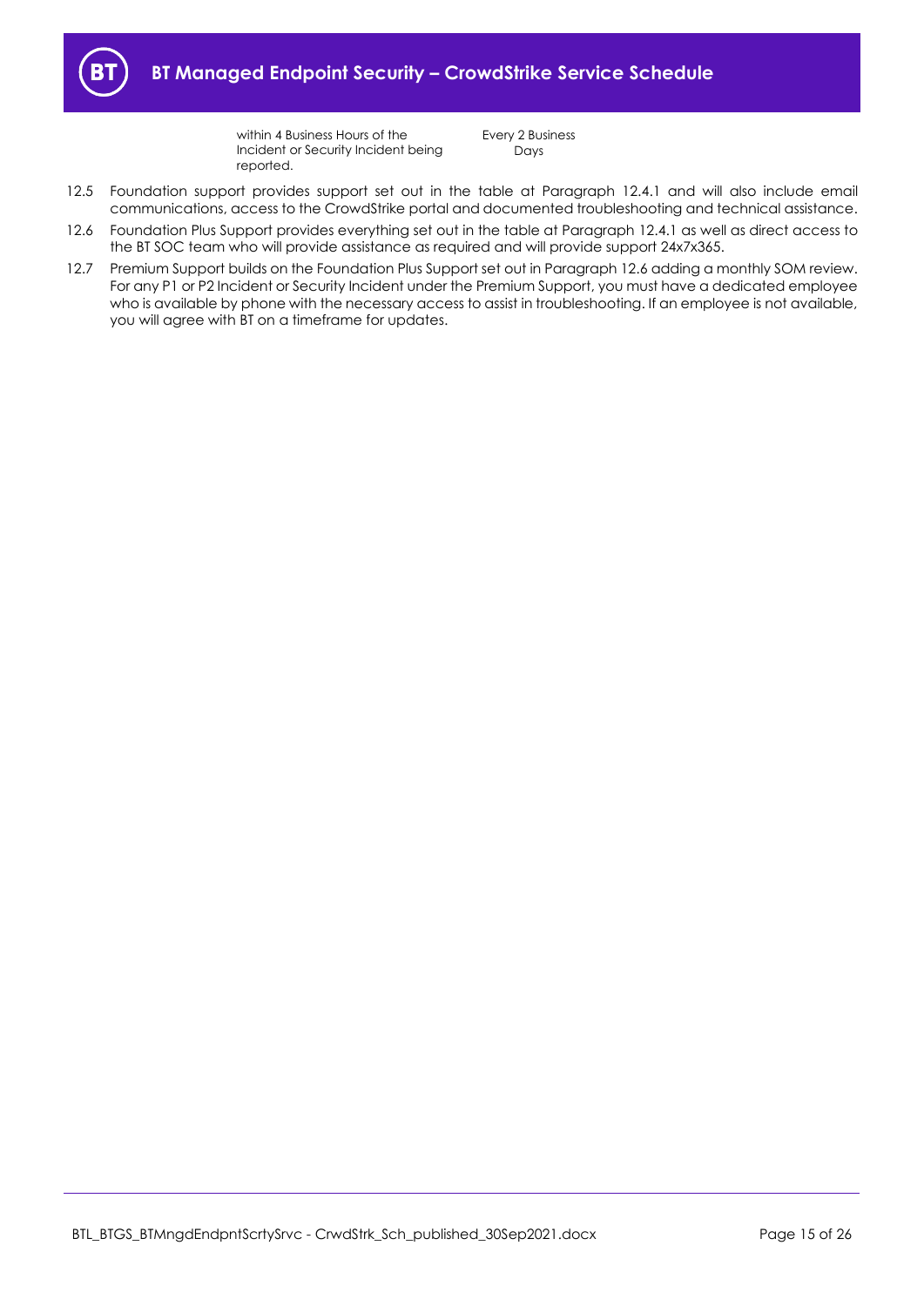| | | |
|---|---|---|
| | within 4 Business Hours of the Incident or Security Incident being reported. | Every 2 Business Days |

12.5 Foundation support provides support set out in the table at Paragraph 12.4.1 and will also include email communications, access to the CrowdStrike portal and documented troubleshooting and technical assistance.

12.6 Foundation Plus Support provides everything set out in the table at Paragraph 12.4.1 as well as direct access to the BT SOC team who will provide assistance as required and will provide support 24x7x365.

12.7 Premium Support builds on the Foundation Plus Support set out in Paragraph 12.6 adding a monthly SOM review. For any P1 or P2 Incident or Security Incident under the Premium Support, you must have a dedicated employee who is available by phone with the necessary access to assist in troubleshooting. If an employee is not available, you will agree with BT on a timeframe for updates.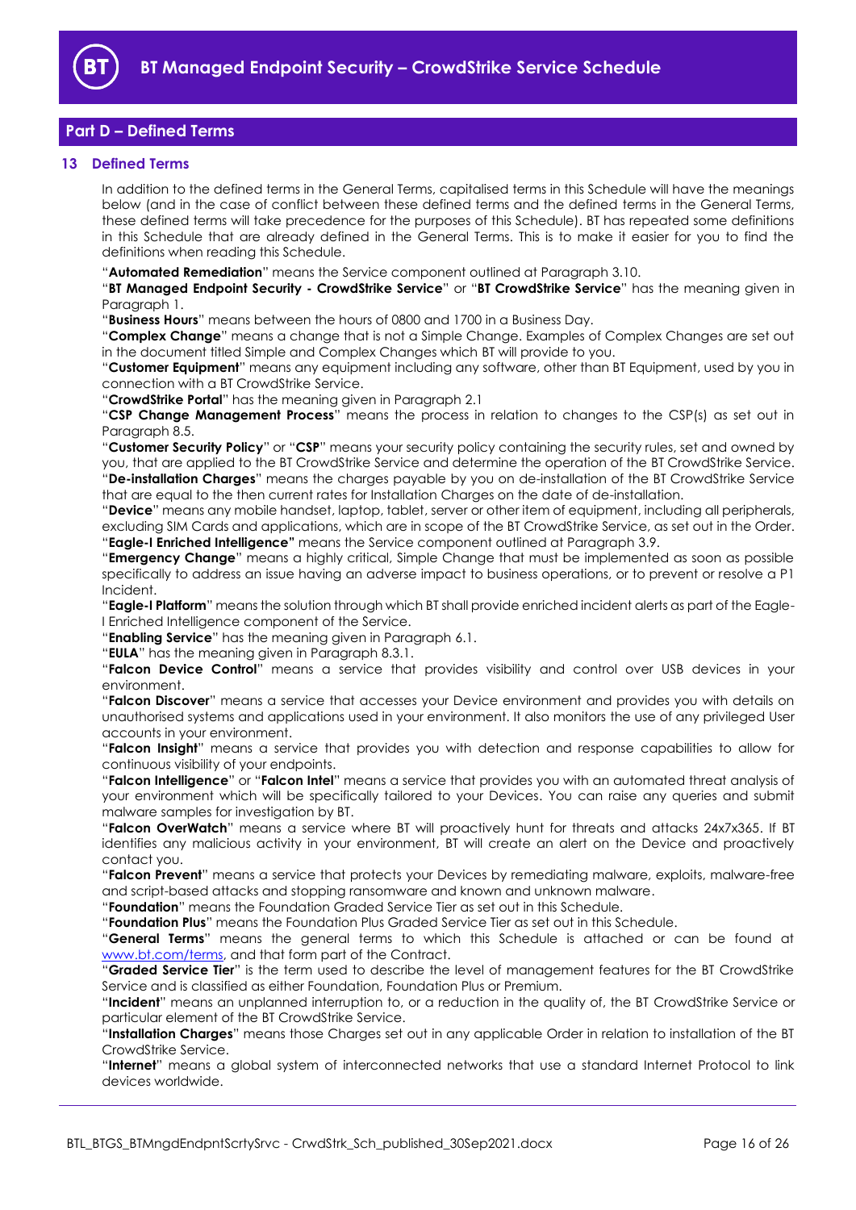## Part D – Defined Terms

### 13 Defined Terms

In addition to the defined terms in the General Terms, capitalised terms in this Schedule will have the meanings below (and in the case of conflict between these defined terms and the defined terms in the General Terms, these defined terms will take precedence for the purposes of this Schedule). BT has repeated some definitions in this Schedule that are already defined in the General Terms. This is to make it easier for you to find the definitions when reading this Schedule.

"**Automated Remediation**" means the Service component outlined at Paragraph 3.10.

"**BT Managed Endpoint Security - CrowdStrike Service**" or "**BT CrowdStrike Service**" has the meaning given in Paragraph 1.

"**Business Hours**" means between the hours of 0800 and 1700 in a Business Day.

"**Complex Change**" means a change that is not a Simple Change. Examples of Complex Changes are set out in the document titled Simple and Complex Changes which BT will provide to you.

"**Customer Equipment**" means any equipment including any software, other than BT Equipment, used by you in connection with a BT CrowdStrike Service.

"**CrowdStrike Portal**" has the meaning given in Paragraph 2.1

"**CSP Change Management Process**" means the process in relation to changes to the CSP(s) as set out in Paragraph 8.5.

"**Customer Security Policy**" or "**CSP**" means your security policy containing the security rules, set and owned by you, that are applied to the BT CrowdStrike Service and determine the operation of the BT CrowdStrike Service.

"**De-installation Charges**" means the charges payable by you on de-installation of the BT CrowdStrike Service that are equal to the then current rates for Installation Charges on the date of de-installation.

"**Device**" means any mobile handset, laptop, tablet, server or other item of equipment, including all peripherals, excluding SIM Cards and applications, which are in scope of the BT CrowdStrike Service, as set out in the Order.

"**Eagle-I Enriched Intelligence"** means the Service component outlined at Paragraph 3.9.

"**Emergency Change**" means a highly critical, Simple Change that must be implemented as soon as possible specifically to address an issue having an adverse impact to business operations, or to prevent or resolve a P1 Incident.

"**Eagle-I Platform**" means the solution through which BT shall provide enriched incident alerts as part of the Eagle-I Enriched Intelligence component of the Service.

"**Enabling Service**" has the meaning given in Paragraph 6.1.

"**EULA**" has the meaning given in Paragraph 8.3.1.

"**Falcon Device Control**" means a service that provides visibility and control over USB devices in your environment.

"**Falcon Discover**" means a service that accesses your Device environment and provides you with details on unauthorised systems and applications used in your environment. It also monitors the use of any privileged User accounts in your environment.

"**Falcon Insight**" means a service that provides you with detection and response capabilities to allow for continuous visibility of your endpoints.

"**Falcon Intelligence**" or "**Falcon Intel**" means a service that provides you with an automated threat analysis of your environment which will be specifically tailored to your Devices. You can raise any queries and submit malware samples for investigation by BT.

"**Falcon OverWatch**" means a service where BT will proactively hunt for threats and attacks 24x7x365. If BT identifies any malicious activity in your environment, BT will create an alert on the Device and proactively contact you.

"**Falcon Prevent**" means a service that protects your Devices by remediating malware, exploits, malware-free and script-based attacks and stopping ransomware and known and unknown malware.

"**Foundation**" means the Foundation Graded Service Tier as set out in this Schedule.

"**Foundation Plus**" means the Foundation Plus Graded Service Tier as set out in this Schedule.

"**General Terms**" means the general terms to which this Schedule is attached or can be found at www.bt.com/terms, and that form part of the Contract.

"**Graded Service Tier**" is the term used to describe the level of management features for the BT CrowdStrike Service and is classified as either Foundation, Foundation Plus or Premium.

"**Incident**" means an unplanned interruption to, or a reduction in the quality of, the BT CrowdStrike Service or particular element of the BT CrowdStrike Service.

"**Installation Charges**" means those Charges set out in any applicable Order in relation to installation of the BT CrowdStrike Service.

"**Internet**" means a global system of interconnected networks that use a standard Internet Protocol to link devices worldwide.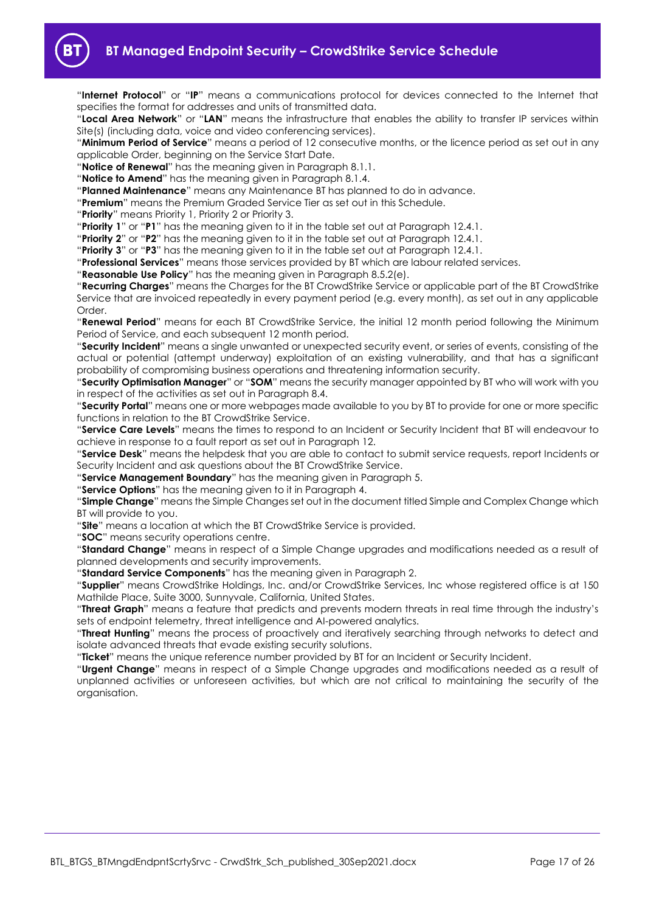"**Internet Protocol**" or "**IP**" means a communications protocol for devices connected to the Internet that specifies the format for addresses and units of transmitted data.

"**Local Area Network**" or "**LAN**" means the infrastructure that enables the ability to transfer IP services within Site(s) (including data, voice and video conferencing services).

"**Minimum Period of Service**" means a period of 12 consecutive months, or the licence period as set out in any applicable Order, beginning on the Service Start Date.

"**Notice of Renewal**" has the meaning given in Paragraph 8.1.1.

"**Notice to Amend**" has the meaning given in Paragraph 8.1.4.

"**Planned Maintenance**" means any Maintenance BT has planned to do in advance.

"**Premium**" means the Premium Graded Service Tier as set out in this Schedule.

"**Priority**" means Priority 1, Priority 2 or Priority 3.

"**Priority 1**" or "**P1**" has the meaning given to it in the table set out at Paragraph 12.4.1.

"**Priority 2**" or "**P2**" has the meaning given to it in the table set out at Paragraph 12.4.1.

"**Priority 3**" or "**P3**" has the meaning given to it in the table set out at Paragraph 12.4.1.

"**Professional Services**" means those services provided by BT which are labour related services.

"**Reasonable Use Policy**" has the meaning given in Paragraph 8.5.2(e).

"**Recurring Charges**" means the Charges for the BT CrowdStrike Service or applicable part of the BT CrowdStrike Service that are invoiced repeatedly in every payment period (e.g. every month), as set out in any applicable Order.

"**Renewal Period**" means for each BT CrowdStrike Service, the initial 12 month period following the Minimum Period of Service, and each subsequent 12 month period.

"**Security Incident**" means a single unwanted or unexpected security event, or series of events, consisting of the actual or potential (attempt underway) exploitation of an existing vulnerability, and that has a significant probability of compromising business operations and threatening information security.

"**Security Optimisation Manager**" or "**SOM**" means the security manager appointed by BT who will work with you in respect of the activities as set out in Paragraph 8.4.

"**Security Portal**" means one or more webpages made available to you by BT to provide for one or more specific functions in relation to the BT CrowdStrike Service.

"**Service Care Levels**" means the times to respond to an Incident or Security Incident that BT will endeavour to achieve in response to a fault report as set out in Paragraph 12.

"**Service Desk**" means the helpdesk that you are able to contact to submit service requests, report Incidents or Security Incident and ask questions about the BT CrowdStrike Service.

"**Service Management Boundary**" has the meaning given in Paragraph 5.

"**Service Options**" has the meaning given to it in Paragraph 4.

"**Simple Change**" means the Simple Changes set out in the document titled Simple and Complex Change which BT will provide to you.

"**Site**" means a location at which the BT CrowdStrike Service is provided.

"**SOC**" means security operations centre.

"**Standard Change**" means in respect of a Simple Change upgrades and modifications needed as a result of planned developments and security improvements.

"**Standard Service Components**" has the meaning given in Paragraph 2.

"**Supplier**" means CrowdStrike Holdings, Inc. and/or CrowdStrike Services, Inc whose registered office is at 150 Mathilde Place, Suite 3000, Sunnyvale, California, United States.

"**Threat Graph**" means a feature that predicts and prevents modern threats in real time through the industry's sets of endpoint telemetry, threat intelligence and AI-powered analytics.

"**Threat Hunting**" means the process of proactively and iteratively searching through networks to detect and isolate advanced threats that evade existing security solutions.

"**Ticket**" means the unique reference number provided by BT for an Incident or Security Incident.

"**Urgent Change**" means in respect of a Simple Change upgrades and modifications needed as a result of unplanned activities or unforeseen activities, but which are not critical to maintaining the security of the organisation.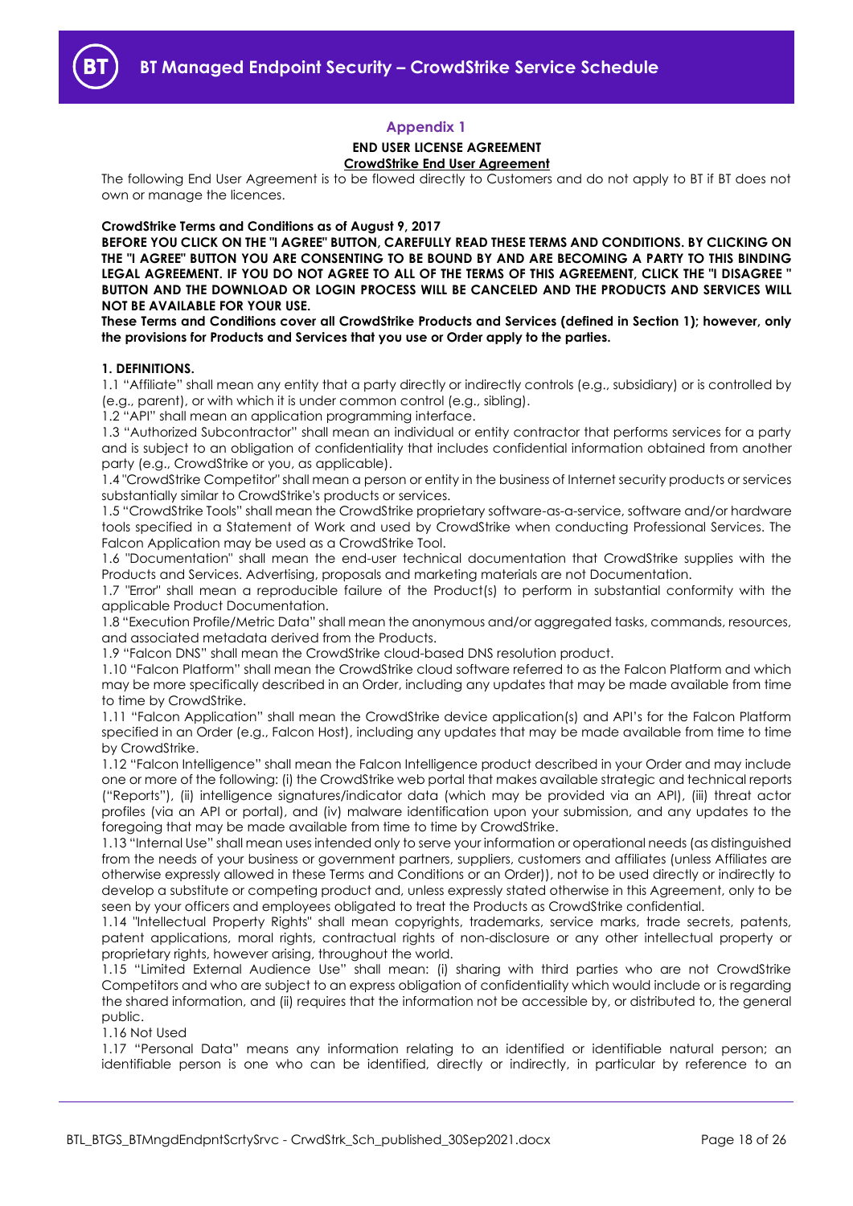## Appendix 1

**END USER LICENSE AGREEMENT**

**CrowdStrike End User Agreement**

The following End User Agreement is to be flowed directly to Customers and do not apply to BT if BT does not own or manage the licences.

**CrowdStrike Terms and Conditions as of August 9, 2017**

**BEFORE YOU CLICK ON THE "I AGREE" BUTTON, CAREFULLY READ THESE TERMS AND CONDITIONS. BY CLICKING ON THE "I AGREE" BUTTON YOU ARE CONSENTING TO BE BOUND BY AND ARE BECOMING A PARTY TO THIS BINDING LEGAL AGREEMENT. IF YOU DO NOT AGREE TO ALL OF THE TERMS OF THIS AGREEMENT, CLICK THE "I DISAGREE " BUTTON AND THE DOWNLOAD OR LOGIN PROCESS WILL BE CANCELED AND THE PRODUCTS AND SERVICES WILL NOT BE AVAILABLE FOR YOUR USE.**

**These Terms and Conditions cover all CrowdStrike Products and Services (defined in Section 1); however, only the provisions for Products and Services that you use or Order apply to the parties.**

**1. DEFINITIONS.**

1.1 "Affiliate" shall mean any entity that a party directly or indirectly controls (e.g., subsidiary) or is controlled by (e.g., parent), or with which it is under common control (e.g., sibling).

1.2 "API" shall mean an application programming interface.

1.3 "Authorized Subcontractor" shall mean an individual or entity contractor that performs services for a party and is subject to an obligation of confidentiality that includes confidential information obtained from another party (e.g., CrowdStrike or you, as applicable).

1.4 "CrowdStrike Competitor" shall mean a person or entity in the business of Internet security products or services substantially similar to CrowdStrike's products or services.

1.5 "CrowdStrike Tools" shall mean the CrowdStrike proprietary software-as-a-service, software and/or hardware tools specified in a Statement of Work and used by CrowdStrike when conducting Professional Services. The Falcon Application may be used as a CrowdStrike Tool.

1.6 "Documentation" shall mean the end-user technical documentation that CrowdStrike supplies with the Products and Services. Advertising, proposals and marketing materials are not Documentation.

1.7 "Error" shall mean a reproducible failure of the Product(s) to perform in substantial conformity with the applicable Product Documentation.

1.8 "Execution Profile/Metric Data" shall mean the anonymous and/or aggregated tasks, commands, resources, and associated metadata derived from the Products.

1.9 "Falcon DNS" shall mean the CrowdStrike cloud-based DNS resolution product.

1.10 "Falcon Platform" shall mean the CrowdStrike cloud software referred to as the Falcon Platform and which may be more specifically described in an Order, including any updates that may be made available from time to time by CrowdStrike.

1.11 "Falcon Application" shall mean the CrowdStrike device application(s) and API's for the Falcon Platform specified in an Order (e.g., Falcon Host), including any updates that may be made available from time to time by CrowdStrike.

1.12 "Falcon Intelligence" shall mean the Falcon Intelligence product described in your Order and may include one or more of the following: (i) the CrowdStrike web portal that makes available strategic and technical reports ("Reports"), (ii) intelligence signatures/indicator data (which may be provided via an API), (iii) threat actor profiles (via an API or portal), and (iv) malware identification upon your submission, and any updates to the foregoing that may be made available from time to time by CrowdStrike.

1.13 "Internal Use" shall mean uses intended only to serve your information or operational needs (as distinguished from the needs of your business or government partners, suppliers, customers and affiliates (unless Affiliates are otherwise expressly allowed in these Terms and Conditions or an Order)), not to be used directly or indirectly to develop a substitute or competing product and, unless expressly stated otherwise in this Agreement, only to be seen by your officers and employees obligated to treat the Products as CrowdStrike confidential.

1.14 "Intellectual Property Rights" shall mean copyrights, trademarks, service marks, trade secrets, patents, patent applications, moral rights, contractual rights of non-disclosure or any other intellectual property or proprietary rights, however arising, throughout the world.

1.15 "Limited External Audience Use" shall mean: (i) sharing with third parties who are not CrowdStrike Competitors and who are subject to an express obligation of confidentiality which would include or is regarding the shared information, and (ii) requires that the information not be accessible by, or distributed to, the general public.

1.16 Not Used

1.17 "Personal Data" means any information relating to an identified or identifiable natural person; an identifiable person is one who can be identified, directly or indirectly, in particular by reference to an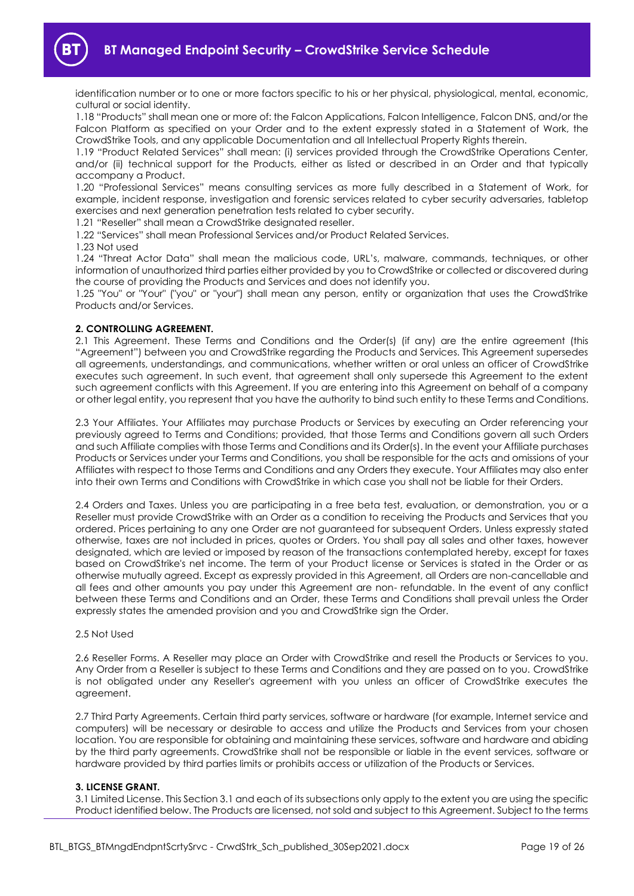identification number or to one or more factors specific to his or her physical, physiological, mental, economic, cultural or social identity.

1.18 "Products" shall mean one or more of: the Falcon Applications, Falcon Intelligence, Falcon DNS, and/or the Falcon Platform as specified on your Order and to the extent expressly stated in a Statement of Work, the CrowdStrike Tools, and any applicable Documentation and all Intellectual Property Rights therein.

1.19 "Product Related Services" shall mean: (i) services provided through the CrowdStrike Operations Center, and/or (ii) technical support for the Products, either as listed or described in an Order and that typically accompany a Product.

1.20 "Professional Services" means consulting services as more fully described in a Statement of Work, for example, incident response, investigation and forensic services related to cyber security adversaries, tabletop exercises and next generation penetration tests related to cyber security.

1.21 "Reseller" shall mean a CrowdStrike designated reseller.

1.22 "Services" shall mean Professional Services and/or Product Related Services.

1.23 Not used

1.24 "Threat Actor Data" shall mean the malicious code, URL's, malware, commands, techniques, or other information of unauthorized third parties either provided by you to CrowdStrike or collected or discovered during the course of providing the Products and Services and does not identify you.

1.25 "You" or "Your" ("you" or "your") shall mean any person, entity or organization that uses the CrowdStrike Products and/or Services.

**2. CONTROLLING AGREEMENT.**

2.1 This Agreement. These Terms and Conditions and the Order(s) (if any) are the entire agreement (this "Agreement") between you and CrowdStrike regarding the Products and Services. This Agreement supersedes all agreements, understandings, and communications, whether written or oral unless an officer of CrowdStrike executes such agreement. In such event, that agreement shall only supersede this Agreement to the extent such agreement conflicts with this Agreement. If you are entering into this Agreement on behalf of a company or other legal entity, you represent that you have the authority to bind such entity to these Terms and Conditions.

2.3 Your Affiliates. Your Affiliates may purchase Products or Services by executing an Order referencing your previously agreed to Terms and Conditions; provided, that those Terms and Conditions govern all such Orders and such Affiliate complies with those Terms and Conditions and its Order(s). In the event your Affiliate purchases Products or Services under your Terms and Conditions, you shall be responsible for the acts and omissions of your Affiliates with respect to those Terms and Conditions and any Orders they execute. Your Affiliates may also enter into their own Terms and Conditions with CrowdStrike in which case you shall not be liable for their Orders.

2.4 Orders and Taxes. Unless you are participating in a free beta test, evaluation, or demonstration, you or a Reseller must provide CrowdStrike with an Order as a condition to receiving the Products and Services that you ordered. Prices pertaining to any one Order are not guaranteed for subsequent Orders. Unless expressly stated otherwise, taxes are not included in prices, quotes or Orders. You shall pay all sales and other taxes, however designated, which are levied or imposed by reason of the transactions contemplated hereby, except for taxes based on CrowdStrike's net income. The term of your Product license or Services is stated in the Order or as otherwise mutually agreed. Except as expressly provided in this Agreement, all Orders are non-cancellable and all fees and other amounts you pay under this Agreement are non- refundable. In the event of any conflict between these Terms and Conditions and an Order, these Terms and Conditions shall prevail unless the Order expressly states the amended provision and you and CrowdStrike sign the Order.

2.5 Not Used

2.6 Reseller Forms. A Reseller may place an Order with CrowdStrike and resell the Products or Services to you. Any Order from a Reseller is subject to these Terms and Conditions and they are passed on to you. CrowdStrike is not obligated under any Reseller's agreement with you unless an officer of CrowdStrike executes the agreement.

2.7 Third Party Agreements. Certain third party services, software or hardware (for example, Internet service and computers) will be necessary or desirable to access and utilize the Products and Services from your chosen location. You are responsible for obtaining and maintaining these services, software and hardware and abiding by the third party agreements. CrowdStrike shall not be responsible or liable in the event services, software or hardware provided by third parties limits or prohibits access or utilization of the Products or Services.

**3. LICENSE GRANT.**

3.1 Limited License. This Section 3.1 and each of its subsections only apply to the extent you are using the specific Product identified below. The Products are licensed, not sold and subject to this Agreement. Subject to the terms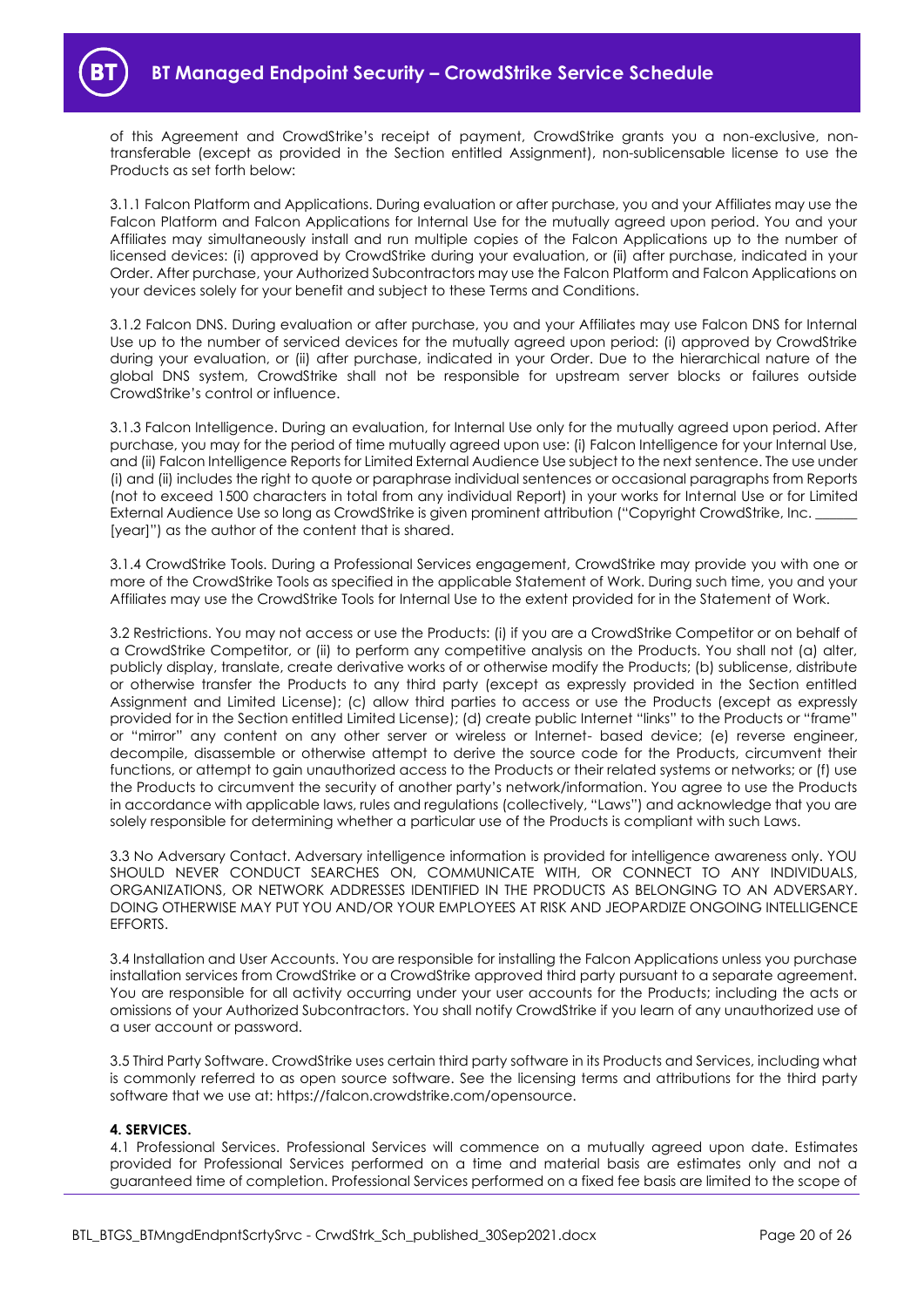of this Agreement and CrowdStrike's receipt of payment, CrowdStrike grants you a non-exclusive, non-transferable (except as provided in the Section entitled Assignment), non-sublicensable license to use the Products as set forth below:

3.1.1 Falcon Platform and Applications. During evaluation or after purchase, you and your Affiliates may use the Falcon Platform and Falcon Applications for Internal Use for the mutually agreed upon period. You and your Affiliates may simultaneously install and run multiple copies of the Falcon Applications up to the number of licensed devices: (i) approved by CrowdStrike during your evaluation, or (ii) after purchase, indicated in your Order. After purchase, your Authorized Subcontractors may use the Falcon Platform and Falcon Applications on your devices solely for your benefit and subject to these Terms and Conditions.

3.1.2 Falcon DNS. During evaluation or after purchase, you and your Affiliates may use Falcon DNS for Internal Use up to the number of serviced devices for the mutually agreed upon period: (i) approved by CrowdStrike during your evaluation, or (ii) after purchase, indicated in your Order. Due to the hierarchical nature of the global DNS system, CrowdStrike shall not be responsible for upstream server blocks or failures outside CrowdStrike's control or influence.

3.1.3 Falcon Intelligence. During an evaluation, for Internal Use only for the mutually agreed upon period. After purchase, you may for the period of time mutually agreed upon use: (i) Falcon Intelligence for your Internal Use, and (ii) Falcon Intelligence Reports for Limited External Audience Use subject to the next sentence. The use under (i) and (ii) includes the right to quote or paraphrase individual sentences or occasional paragraphs from Reports (not to exceed 1500 characters in total from any individual Report) in your works for Internal Use or for Limited External Audience Use so long as CrowdStrike is given prominent attribution ("Copyright CrowdStrike, Inc. ______ [year]") as the author of the content that is shared.

3.1.4 CrowdStrike Tools. During a Professional Services engagement, CrowdStrike may provide you with one or more of the CrowdStrike Tools as specified in the applicable Statement of Work. During such time, you and your Affiliates may use the CrowdStrike Tools for Internal Use to the extent provided for in the Statement of Work.

3.2 Restrictions. You may not access or use the Products: (i) if you are a CrowdStrike Competitor or on behalf of a CrowdStrike Competitor, or (ii) to perform any competitive analysis on the Products. You shall not (a) alter, publicly display, translate, create derivative works of or otherwise modify the Products; (b) sublicense, distribute or otherwise transfer the Products to any third party (except as expressly provided in the Section entitled Assignment and Limited License); (c) allow third parties to access or use the Products (except as expressly provided for in the Section entitled Limited License); (d) create public Internet "links" to the Products or "frame" or "mirror" any content on any other server or wireless or Internet- based device; (e) reverse engineer, decompile, disassemble or otherwise attempt to derive the source code for the Products, circumvent their functions, or attempt to gain unauthorized access to the Products or their related systems or networks; or (f) use the Products to circumvent the security of another party's network/information. You agree to use the Products in accordance with applicable laws, rules and regulations (collectively, "Laws") and acknowledge that you are solely responsible for determining whether a particular use of the Products is compliant with such Laws.

3.3 No Adversary Contact. Adversary intelligence information is provided for intelligence awareness only. YOU SHOULD NEVER CONDUCT SEARCHES ON, COMMUNICATE WITH, OR CONNECT TO ANY INDIVIDUALS, ORGANIZATIONS, OR NETWORK ADDRESSES IDENTIFIED IN THE PRODUCTS AS BELONGING TO AN ADVERSARY. DOING OTHERWISE MAY PUT YOU AND/OR YOUR EMPLOYEES AT RISK AND JEOPARDIZE ONGOING INTELLIGENCE EFFORTS.

3.4 Installation and User Accounts. You are responsible for installing the Falcon Applications unless you purchase installation services from CrowdStrike or a CrowdStrike approved third party pursuant to a separate agreement. You are responsible for all activity occurring under your user accounts for the Products; including the acts or omissions of your Authorized Subcontractors. You shall notify CrowdStrike if you learn of any unauthorized use of a user account or password.

3.5 Third Party Software. CrowdStrike uses certain third party software in its Products and Services, including what is commonly referred to as open source software. See the licensing terms and attributions for the third party software that we use at: https://falcon.crowdstrike.com/opensource.

**4. SERVICES.**

4.1 Professional Services. Professional Services will commence on a mutually agreed upon date. Estimates provided for Professional Services performed on a time and material basis are estimates only and not a guaranteed time of completion. Professional Services performed on a fixed fee basis are limited to the scope of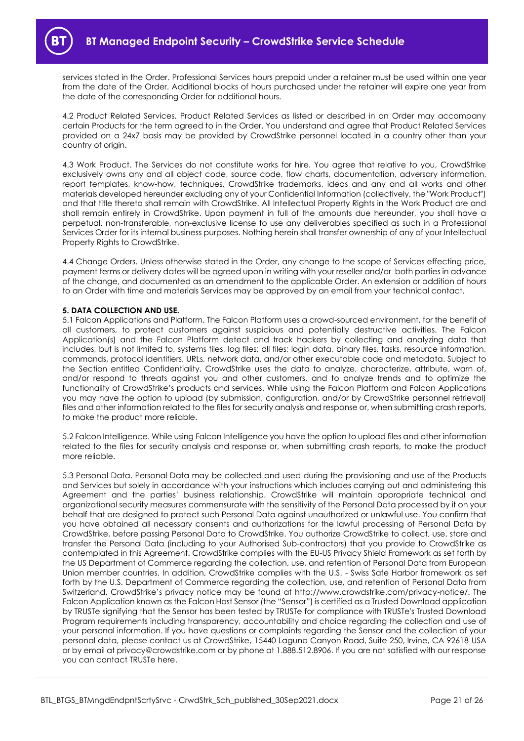services stated in the Order. Professional Services hours prepaid under a retainer must be used within one year from the date of the Order. Additional blocks of hours purchased under the retainer will expire one year from the date of the corresponding Order for additional hours.

4.2 Product Related Services. Product Related Services as listed or described in an Order may accompany certain Products for the term agreed to in the Order. You understand and agree that Product Related Services provided on a 24x7 basis may be provided by CrowdStrike personnel located in a country other than your country of origin.

4.3 Work Product. The Services do not constitute works for hire. You agree that relative to you, CrowdStrike exclusively owns any and all object code, source code, flow charts, documentation, adversary information, report templates, know-how, techniques, CrowdStrike trademarks, ideas and any and all works and other materials developed hereunder excluding any of your Confidential Information (collectively, the "Work Product") and that title thereto shall remain with CrowdStrike. All Intellectual Property Rights in the Work Product are and shall remain entirely in CrowdStrike. Upon payment in full of the amounts due hereunder, you shall have a perpetual, non-transferable, non-exclusive license to use any deliverables specified as such in a Professional Services Order for its internal business purposes. Nothing herein shall transfer ownership of any of your Intellectual Property Rights to CrowdStrike.

4.4 Change Orders. Unless otherwise stated in the Order, any change to the scope of Services effecting price, payment terms or delivery dates will be agreed upon in writing with your reseller and/or both parties in advance of the change, and documented as an amendment to the applicable Order. An extension or addition of hours to an Order with time and materials Services may be approved by an email from your technical contact.

**5. DATA COLLECTION AND USE.**

5.1 Falcon Applications and Platform. The Falcon Platform uses a crowd-sourced environment, for the benefit of all customers, to protect customers against suspicious and potentially destructive activities. The Falcon Application(s) and the Falcon Platform detect and track hackers by collecting and analyzing data that includes, but is not limited to, systems files, log files; dll files; login data, binary files, tasks, resource information, commands, protocol identifiers, URLs, network data, and/or other executable code and metadata. Subject to the Section entitled Confidentiality, CrowdStrike uses the data to analyze, characterize, attribute, warn of, and/or respond to threats against you and other customers, and to analyze trends and to optimize the functionality of CrowdStrike's products and services. While using the Falcon Platform and Falcon Applications you may have the option to upload (by submission, configuration, and/or by CrowdStrike personnel retrieval) files and other information related to the files for security analysis and response or, when submitting crash reports, to make the product more reliable.

5.2 Falcon Intelligence. While using Falcon Intelligence you have the option to upload files and other information related to the files for security analysis and response or, when submitting crash reports, to make the product more reliable.

5.3 Personal Data. Personal Data may be collected and used during the provisioning and use of the Products and Services but solely in accordance with your instructions which includes carrying out and administering this Agreement and the parties' business relationship. CrowdStrike will maintain appropriate technical and organizational security measures commensurate with the sensitivity of the Personal Data processed by it on your behalf that are designed to protect such Personal Data against unauthorized or unlawful use. You confirm that you have obtained all necessary consents and authorizations for the lawful processing of Personal Data by CrowdStrike, before passing Personal Data to CrowdStrike. You authorize CrowdStrike to collect, use, store and transfer the Personal Data (including to your Authorised Sub-contractors) that you provide to CrowdStrike as contemplated in this Agreement. CrowdStrike complies with the EU-US Privacy Shield Framework as set forth by the US Department of Commerce regarding the collection, use, and retention of Personal Data from European Union member countries. In addition, CrowdStrike complies with the U.S. - Swiss Safe Harbor framework as set forth by the U.S. Department of Commerce regarding the collection, use, and retention of Personal Data from Switzerland. CrowdStrike's privacy notice may be found at http://www.crowdstrike.com/privacy-notice/. The Falcon Application known as the Falcon Host Sensor (the "Sensor") is certified as a Trusted Download application by TRUSTe signifying that the Sensor has been tested by TRUSTe for compliance with TRUSTe's Trusted Download Program requirements including transparency, accountability and choice regarding the collection and use of your personal information. If you have questions or complaints regarding the Sensor and the collection of your personal data, please contact us at CrowdStrike, 15440 Laguna Canyon Road, Suite 250, Irvine, CA 92618 USA or by email at privacy@crowdstrike.com or by phone at 1.888.512.8906. If you are not satisfied with our response you can contact TRUSTe here.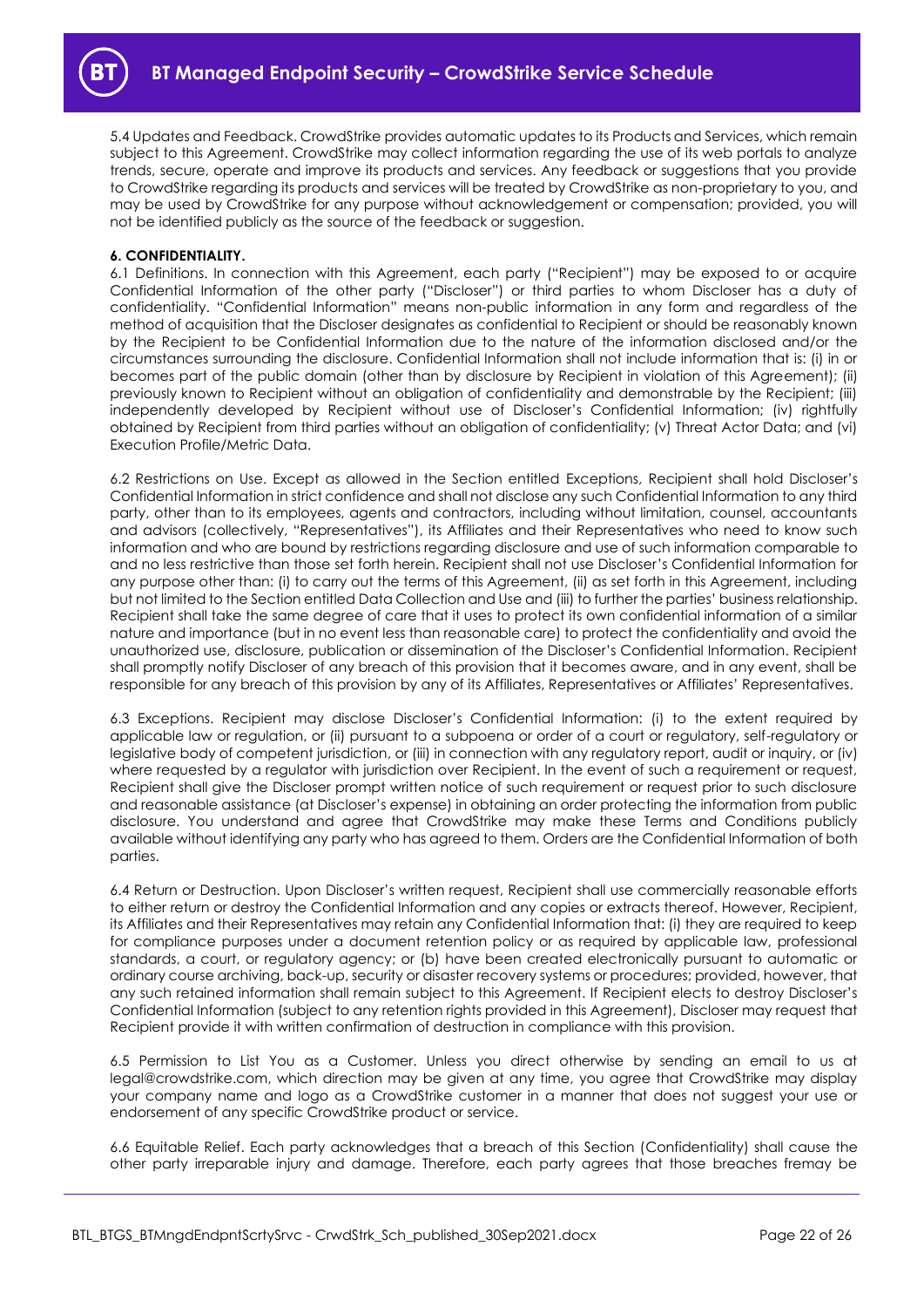5.4 Updates and Feedback. CrowdStrike provides automatic updates to its Products and Services, which remain subject to this Agreement. CrowdStrike may collect information regarding the use of its web portals to analyze trends, secure, operate and improve its products and services. Any feedback or suggestions that you provide to CrowdStrike regarding its products and services will be treated by CrowdStrike as non-proprietary to you, and may be used by CrowdStrike for any purpose without acknowledgement or compensation; provided, you will not be identified publicly as the source of the feedback or suggestion.

**6. CONFIDENTIALITY.**

6.1 Definitions. In connection with this Agreement, each party ("Recipient") may be exposed to or acquire Confidential Information of the other party ("Discloser") or third parties to whom Discloser has a duty of confidentiality. "Confidential Information" means non-public information in any form and regardless of the method of acquisition that the Discloser designates as confidential to Recipient or should be reasonably known by the Recipient to be Confidential Information due to the nature of the information disclosed and/or the circumstances surrounding the disclosure. Confidential Information shall not include information that is: (i) in or becomes part of the public domain (other than by disclosure by Recipient in violation of this Agreement); (ii) previously known to Recipient without an obligation of confidentiality and demonstrable by the Recipient; (iii) independently developed by Recipient without use of Discloser's Confidential Information; (iv) rightfully obtained by Recipient from third parties without an obligation of confidentiality; (v) Threat Actor Data; and (vi) Execution Profile/Metric Data.

6.2 Restrictions on Use. Except as allowed in the Section entitled Exceptions, Recipient shall hold Discloser's Confidential Information in strict confidence and shall not disclose any such Confidential Information to any third party, other than to its employees, agents and contractors, including without limitation, counsel, accountants and advisors (collectively, "Representatives"), its Affiliates and their Representatives who need to know such information and who are bound by restrictions regarding disclosure and use of such information comparable to and no less restrictive than those set forth herein. Recipient shall not use Discloser's Confidential Information for any purpose other than: (i) to carry out the terms of this Agreement, (ii) as set forth in this Agreement, including but not limited to the Section entitled Data Collection and Use and (iii) to further the parties' business relationship. Recipient shall take the same degree of care that it uses to protect its own confidential information of a similar nature and importance (but in no event less than reasonable care) to protect the confidentiality and avoid the unauthorized use, disclosure, publication or dissemination of the Discloser's Confidential Information. Recipient shall promptly notify Discloser of any breach of this provision that it becomes aware, and in any event, shall be responsible for any breach of this provision by any of its Affiliates, Representatives or Affiliates' Representatives.

6.3 Exceptions. Recipient may disclose Discloser's Confidential Information: (i) to the extent required by applicable law or regulation, or (ii) pursuant to a subpoena or order of a court or regulatory, self-regulatory or legislative body of competent jurisdiction, or (iii) in connection with any regulatory report, audit or inquiry, or (iv) where requested by a regulator with jurisdiction over Recipient. In the event of such a requirement or request, Recipient shall give the Discloser prompt written notice of such requirement or request prior to such disclosure and reasonable assistance (at Discloser's expense) in obtaining an order protecting the information from public disclosure. You understand and agree that CrowdStrike may make these Terms and Conditions publicly available without identifying any party who has agreed to them. Orders are the Confidential Information of both parties.

6.4 Return or Destruction. Upon Discloser's written request, Recipient shall use commercially reasonable efforts to either return or destroy the Confidential Information and any copies or extracts thereof. However, Recipient, its Affiliates and their Representatives may retain any Confidential Information that: (i) they are required to keep for compliance purposes under a document retention policy or as required by applicable law, professional standards, a court, or regulatory agency; or (b) have been created electronically pursuant to automatic or ordinary course archiving, back-up, security or disaster recovery systems or procedures; provided, however, that any such retained information shall remain subject to this Agreement. If Recipient elects to destroy Discloser's Confidential Information (subject to any retention rights provided in this Agreement), Discloser may request that Recipient provide it with written confirmation of destruction in compliance with this provision.

6.5 Permission to List You as a Customer. Unless you direct otherwise by sending an email to us at legal@crowdstrike.com, which direction may be given at any time, you agree that CrowdStrike may display your company name and logo as a CrowdStrike customer in a manner that does not suggest your use or endorsement of any specific CrowdStrike product or service.

6.6 Equitable Relief. Each party acknowledges that a breach of this Section (Confidentiality) shall cause the other party irreparable injury and damage. Therefore, each party agrees that those breaches fremay be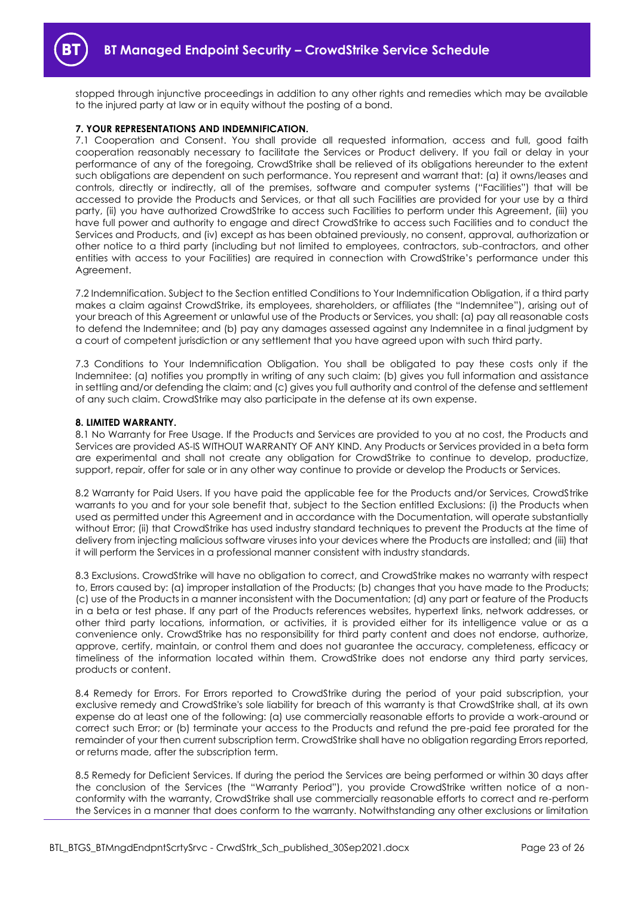stopped through injunctive proceedings in addition to any other rights and remedies which may be available to the injured party at law or in equity without the posting of a bond.

**7. YOUR REPRESENTATIONS AND INDEMNIFICATION.**

7.1 Cooperation and Consent. You shall provide all requested information, access and full, good faith cooperation reasonably necessary to facilitate the Services or Product delivery. If you fail or delay in your performance of any of the foregoing, CrowdStrike shall be relieved of its obligations hereunder to the extent such obligations are dependent on such performance. You represent and warrant that: (a) it owns/leases and controls, directly or indirectly, all of the premises, software and computer systems ("Facilities") that will be accessed to provide the Products and Services, or that all such Facilities are provided for your use by a third party, (ii) you have authorized CrowdStrike to access such Facilities to perform under this Agreement, (iii) you have full power and authority to engage and direct CrowdStrike to access such Facilities and to conduct the Services and Products, and (iv) except as has been obtained previously, no consent, approval, authorization or other notice to a third party (including but not limited to employees, contractors, sub-contractors, and other entities with access to your Facilities) are required in connection with CrowdStrike's performance under this Agreement.

7.2 Indemnification. Subject to the Section entitled Conditions to Your Indemnification Obligation, if a third party makes a claim against CrowdStrike, its employees, shareholders, or affiliates (the "Indemnitee"), arising out of your breach of this Agreement or unlawful use of the Products or Services, you shall: (a) pay all reasonable costs to defend the Indemnitee; and (b) pay any damages assessed against any Indemnitee in a final judgment by a court of competent jurisdiction or any settlement that you have agreed upon with such third party.

7.3 Conditions to Your Indemnification Obligation. You shall be obligated to pay these costs only if the Indemnitee: (a) notifies you promptly in writing of any such claim; (b) gives you full information and assistance in settling and/or defending the claim; and (c) gives you full authority and control of the defense and settlement of any such claim. CrowdStrike may also participate in the defense at its own expense.

**8. LIMITED WARRANTY.**

8.1 No Warranty for Free Usage. If the Products and Services are provided to you at no cost, the Products and Services are provided AS-IS WITHOUT WARRANTY OF ANY KIND. Any Products or Services provided in a beta form are experimental and shall not create any obligation for CrowdStrike to continue to develop, productize, support, repair, offer for sale or in any other way continue to provide or develop the Products or Services.

8.2 Warranty for Paid Users. If you have paid the applicable fee for the Products and/or Services, CrowdStrike warrants to you and for your sole benefit that, subject to the Section entitled Exclusions: (i) the Products when used as permitted under this Agreement and in accordance with the Documentation, will operate substantially without Error; (ii) that CrowdStrike has used industry standard techniques to prevent the Products at the time of delivery from injecting malicious software viruses into your devices where the Products are installed; and (iii) that it will perform the Services in a professional manner consistent with industry standards.

8.3 Exclusions. CrowdStrike will have no obligation to correct, and CrowdStrike makes no warranty with respect to, Errors caused by: (a) improper installation of the Products; (b) changes that you have made to the Products; (c) use of the Products in a manner inconsistent with the Documentation; (d) any part or feature of the Products in a beta or test phase. If any part of the Products references websites, hypertext links, network addresses, or other third party locations, information, or activities, it is provided either for its intelligence value or as a convenience only. CrowdStrike has no responsibility for third party content and does not endorse, authorize, approve, certify, maintain, or control them and does not guarantee the accuracy, completeness, efficacy or timeliness of the information located within them. CrowdStrike does not endorse any third party services, products or content.

8.4 Remedy for Errors. For Errors reported to CrowdStrike during the period of your paid subscription, your exclusive remedy and CrowdStrike's sole liability for breach of this warranty is that CrowdStrike shall, at its own expense do at least one of the following: (a) use commercially reasonable efforts to provide a work-around or correct such Error; or (b) terminate your access to the Products and refund the pre-paid fee prorated for the remainder of your then current subscription term. CrowdStrike shall have no obligation regarding Errors reported, or returns made, after the subscription term.

8.5 Remedy for Deficient Services. If during the period the Services are being performed or within 30 days after the conclusion of the Services (the "Warranty Period"), you provide CrowdStrike written notice of a non-conformity with the warranty, CrowdStrike shall use commercially reasonable efforts to correct and re-perform the Services in a manner that does conform to the warranty. Notwithstanding any other exclusions or limitation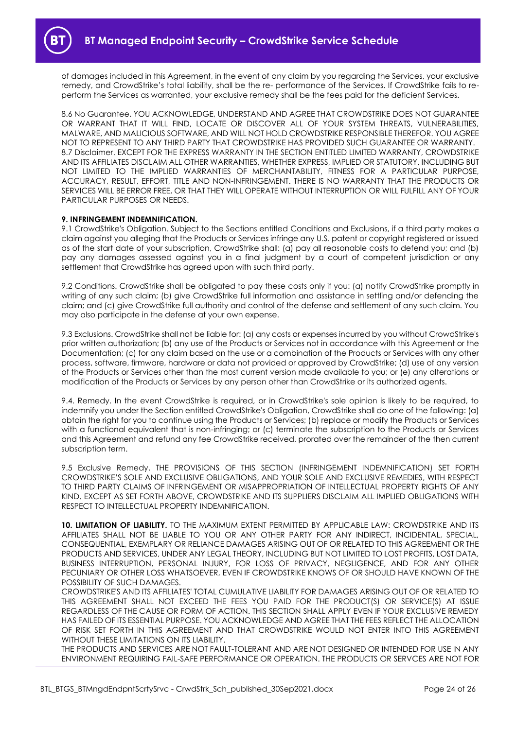of damages included in this Agreement, in the event of any claim by you regarding the Services, your exclusive remedy, and CrowdStrike's total liability, shall be the re- performance of the Services. If CrowdStrike fails to re-perform the Services as warranted, your exclusive remedy shall be the fees paid for the deficient Services.

8.6 No Guarantee. YOU ACKNOWLEDGE, UNDERSTAND AND AGREE THAT CROWDSTRIKE DOES NOT GUARANTEE OR WARRANT THAT IT WILL FIND, LOCATE OR DISCOVER ALL OF YOUR SYSTEM THREATS, VULNERABILITIES, MALWARE, AND MALICIOUS SOFTWARE, AND WILL NOT HOLD CROWDSTRIKE RESPONSIBLE THEREFOR. YOU AGREE NOT TO REPRESENT TO ANY THIRD PARTY THAT CROWDSTRIKE HAS PROVIDED SUCH GUARANTEE OR WARRANTY.
8.7 Disclaimer. EXCEPT FOR THE EXPRESS WARRANTY IN THE SECTION ENTITLED LIMITED WARRANTY, CROWDSTRIKE AND ITS AFFILIATES DISCLAIM ALL OTHER WARRANTIES, WHETHER EXPRESS, IMPLIED OR STATUTORY, INCLUDING BUT NOT LIMITED TO THE IMPLIED WARRANTIES OF MERCHANTABILITY, FITNESS FOR A PARTICULAR PURPOSE, ACCURACY, RESULT, EFFORT, TITLE AND NON-INFRINGEMENT. THERE IS NO WARRANTY THAT THE PRODUCTS OR SERVICES WILL BE ERROR FREE, OR THAT THEY WILL OPERATE WITHOUT INTERRUPTION OR WILL FULFILL ANY OF YOUR PARTICULAR PURPOSES OR NEEDS.

**9. INFRINGEMENT INDEMNIFICATION.**
9.1 CrowdStrike's Obligation. Subject to the Sections entitled Conditions and Exclusions, if a third party makes a claim against you alleging that the Products or Services infringe any U.S. patent or copyright registered or issued as of the start date of your subscription, CrowdStrike shall: (a) pay all reasonable costs to defend you; and (b) pay any damages assessed against you in a final judgment by a court of competent jurisdiction or any settlement that CrowdStrike has agreed upon with such third party.

9.2 Conditions. CrowdStrike shall be obligated to pay these costs only if you: (a) notify CrowdStrike promptly in writing of any such claim; (b) give CrowdStrike full information and assistance in settling and/or defending the claim; and (c) give CrowdStrike full authority and control of the defense and settlement of any such claim. You may also participate in the defense at your own expense.

9.3 Exclusions. CrowdStrike shall not be liable for: (a) any costs or expenses incurred by you without CrowdStrike's prior written authorization; (b) any use of the Products or Services not in accordance with this Agreement or the Documentation; (c) for any claim based on the use or a combination of the Products or Services with any other process, software, firmware, hardware or data not provided or approved by CrowdStrike; (d) use of any version of the Products or Services other than the most current version made available to you; or (e) any alterations or modification of the Products or Services by any person other than CrowdStrike or its authorized agents.

9.4. Remedy. In the event CrowdStrike is required, or in CrowdStrike's sole opinion is likely to be required, to indemnify you under the Section entitled CrowdStrike's Obligation, CrowdStrike shall do one of the following: (a) obtain the right for you to continue using the Products or Services; (b) replace or modify the Products or Services with a functional equivalent that is non-infringing; or (c) terminate the subscription to the Products or Services and this Agreement and refund any fee CrowdStrike received, prorated over the remainder of the then current subscription term.

9.5 Exclusive Remedy. THE PROVISIONS OF THIS SECTION (INFRINGEMENT INDEMNIFICATION) SET FORTH CROWDSTRIKE'S SOLE AND EXCLUSIVE OBLIGATIONS, AND YOUR SOLE AND EXCLUSIVE REMEDIES, WITH RESPECT TO THIRD PARTY CLAIMS OF INFRINGEMENT OR MISAPPROPRIATION OF INTELLECTUAL PROPERTY RIGHTS OF ANY KIND. EXCEPT AS SET FORTH ABOVE, CROWDSTRIKE AND ITS SUPPLIERS DISCLAIM ALL IMPLIED OBLIGATIONS WITH RESPECT TO INTELLECTUAL PROPERTY INDEMNIFICATION.

**10. LIMITATION OF LIABILITY.** TO THE MAXIMUM EXTENT PERMITTED BY APPLICABLE LAW: CROWDSTRIKE AND ITS AFFILIATES SHALL NOT BE LIABLE TO YOU OR ANY OTHER PARTY FOR ANY INDIRECT, INCIDENTAL, SPECIAL, CONSEQUENTIAL, EXEMPLARY OR RELIANCE DAMAGES ARISING OUT OF OR RELATED TO THIS AGREEMENT OR THE PRODUCTS AND SERVICES, UNDER ANY LEGAL THEORY, INCLUDING BUT NOT LIMITED TO LOST PROFITS, LOST DATA, BUSINESS INTERRUPTION, PERSONAL INJURY, FOR LOSS OF PRIVACY, NEGLIGENCE, AND FOR ANY OTHER PECUNIARY OR OTHER LOSS WHATSOEVER, EVEN IF CROWDSTRIKE KNOWS OF OR SHOULD HAVE KNOWN OF THE POSSIBILITY OF SUCH DAMAGES.
CROWDSTRIKE'S AND ITS AFFILIATES' TOTAL CUMULATIVE LIABILITY FOR DAMAGES ARISING OUT OF OR RELATED TO THIS AGREEMENT SHALL NOT EXCEED THE FEES YOU PAID FOR THE PRODUCT(S) OR SERVICE(S) AT ISSUE REGARDLESS OF THE CAUSE OR FORM OF ACTION. THIS SECTION SHALL APPLY EVEN IF YOUR EXCLUSIVE REMEDY HAS FAILED OF ITS ESSENTIAL PURPOSE. YOU ACKNOWLEDGE AND AGREE THAT THE FEES REFLECT THE ALLOCATION OF RISK SET FORTH IN THIS AGREEMENT AND THAT CROWDSTRIKE WOULD NOT ENTER INTO THIS AGREEMENT WITHOUT THESE LIMITATIONS ON ITS LIABILITY.
THE PRODUCTS AND SERVICES ARE NOT FAULT-TOLERANT AND ARE NOT DESIGNED OR INTENDED FOR USE IN ANY ENVIRONMENT REQUIRING FAIL-SAFE PERFORMANCE OR OPERATION. THE PRODUCTS OR SERVCES ARE NOT FOR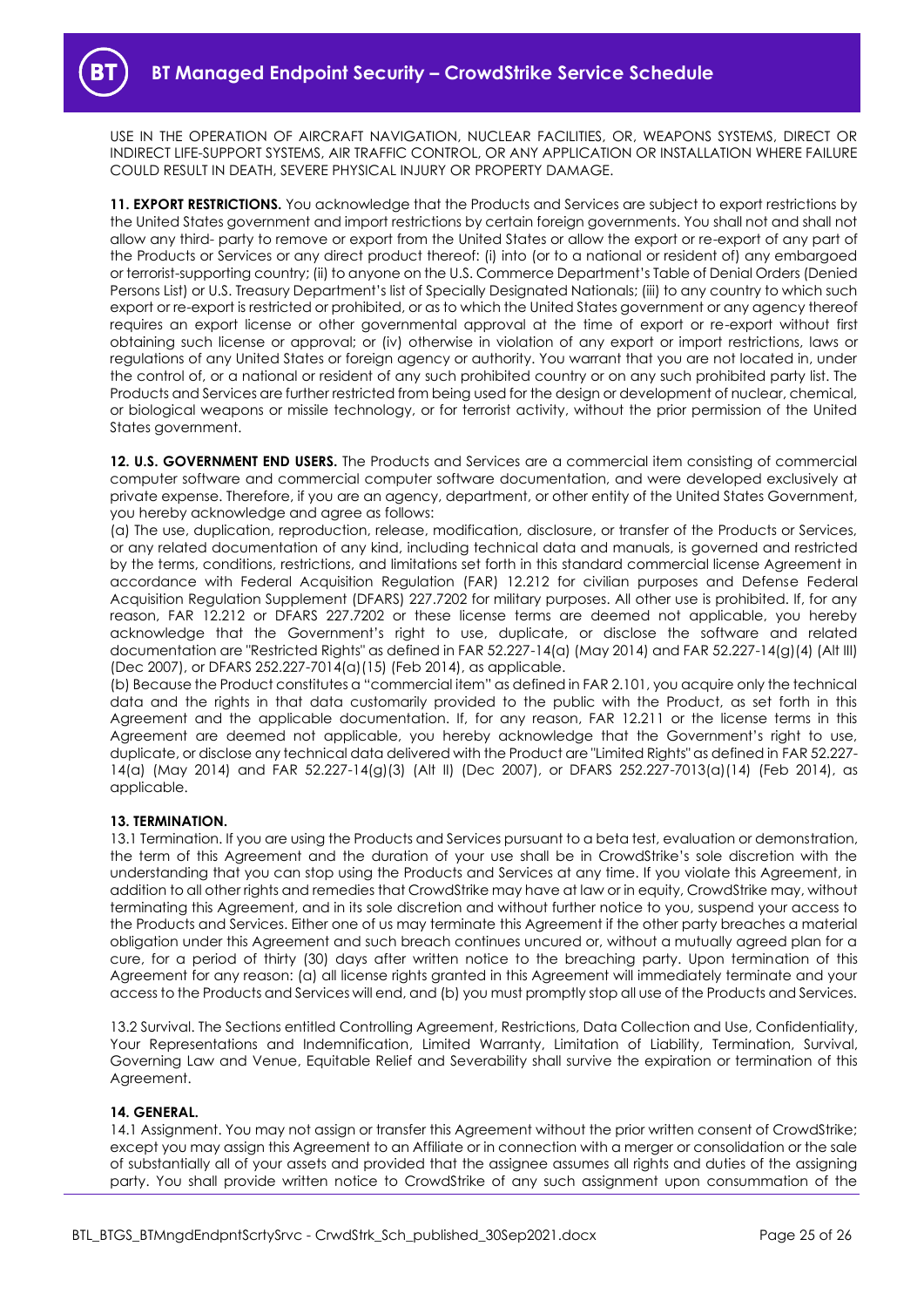USE IN THE OPERATION OF AIRCRAFT NAVIGATION, NUCLEAR FACILITIES, OR, WEAPONS SYSTEMS, DIRECT OR INDIRECT LIFE-SUPPORT SYSTEMS, AIR TRAFFIC CONTROL, OR ANY APPLICATION OR INSTALLATION WHERE FAILURE COULD RESULT IN DEATH, SEVERE PHYSICAL INJURY OR PROPERTY DAMAGE.

**11. EXPORT RESTRICTIONS.** You acknowledge that the Products and Services are subject to export restrictions by the United States government and import restrictions by certain foreign governments. You shall not and shall not allow any third- party to remove or export from the United States or allow the export or re-export of any part of the Products or Services or any direct product thereof: (i) into (or to a national or resident of) any embargoed or terrorist-supporting country; (ii) to anyone on the U.S. Commerce Department's Table of Denial Orders (Denied Persons List) or U.S. Treasury Department's list of Specially Designated Nationals; (iii) to any country to which such export or re-export is restricted or prohibited, or as to which the United States government or any agency thereof requires an export license or other governmental approval at the time of export or re-export without first obtaining such license or approval; or (iv) otherwise in violation of any export or import restrictions, laws or regulations of any United States or foreign agency or authority. You warrant that you are not located in, under the control of, or a national or resident of any such prohibited country or on any such prohibited party list. The Products and Services are further restricted from being used for the design or development of nuclear, chemical, or biological weapons or missile technology, or for terrorist activity, without the prior permission of the United States government.

**12. U.S. GOVERNMENT END USERS.** The Products and Services are a commercial item consisting of commercial computer software and commercial computer software documentation, and were developed exclusively at private expense. Therefore, if you are an agency, department, or other entity of the United States Government, you hereby acknowledge and agree as follows:

(a) The use, duplication, reproduction, release, modification, disclosure, or transfer of the Products or Services, or any related documentation of any kind, including technical data and manuals, is governed and restricted by the terms, conditions, restrictions, and limitations set forth in this standard commercial license Agreement in accordance with Federal Acquisition Regulation (FAR) 12.212 for civilian purposes and Defense Federal Acquisition Regulation Supplement (DFARS) 227.7202 for military purposes. All other use is prohibited. If, for any reason, FAR 12.212 or DFARS 227.7202 or these license terms are deemed not applicable, you hereby acknowledge that the Government's right to use, duplicate, or disclose the software and related documentation are "Restricted Rights" as defined in FAR 52.227-14(a) (May 2014) and FAR 52.227-14(g)(4) (Alt III) (Dec 2007), or DFARS 252.227-7014(a)(15) (Feb 2014), as applicable.

(b) Because the Product constitutes a "commercial item" as defined in FAR 2.101, you acquire only the technical data and the rights in that data customarily provided to the public with the Product, as set forth in this Agreement and the applicable documentation. If, for any reason, FAR 12.211 or the license terms in this Agreement are deemed not applicable, you hereby acknowledge that the Government's right to use, duplicate, or disclose any technical data delivered with the Product are "Limited Rights" as defined in FAR 52.227-14(a) (May 2014) and FAR 52.227-14(g)(3) (Alt II) (Dec 2007), or DFARS 252.227-7013(a)(14) (Feb 2014), as applicable.

**13. TERMINATION.**

13.1 Termination. If you are using the Products and Services pursuant to a beta test, evaluation or demonstration, the term of this Agreement and the duration of your use shall be in CrowdStrike's sole discretion with the understanding that you can stop using the Products and Services at any time. If you violate this Agreement, in addition to all other rights and remedies that CrowdStrike may have at law or in equity, CrowdStrike may, without terminating this Agreement, and in its sole discretion and without further notice to you, suspend your access to the Products and Services. Either one of us may terminate this Agreement if the other party breaches a material obligation under this Agreement and such breach continues uncured or, without a mutually agreed plan for a cure, for a period of thirty (30) days after written notice to the breaching party. Upon termination of this Agreement for any reason: (a) all license rights granted in this Agreement will immediately terminate and your access to the Products and Services will end, and (b) you must promptly stop all use of the Products and Services.

13.2 Survival. The Sections entitled Controlling Agreement, Restrictions, Data Collection and Use, Confidentiality, Your Representations and Indemnification, Limited Warranty, Limitation of Liability, Termination, Survival, Governing Law and Venue, Equitable Relief and Severability shall survive the expiration or termination of this Agreement.

**14. GENERAL.**

14.1 Assignment. You may not assign or transfer this Agreement without the prior written consent of CrowdStrike; except you may assign this Agreement to an Affiliate or in connection with a merger or consolidation or the sale of substantially all of your assets and provided that the assignee assumes all rights and duties of the assigning party. You shall provide written notice to CrowdStrike of any such assignment upon consummation of the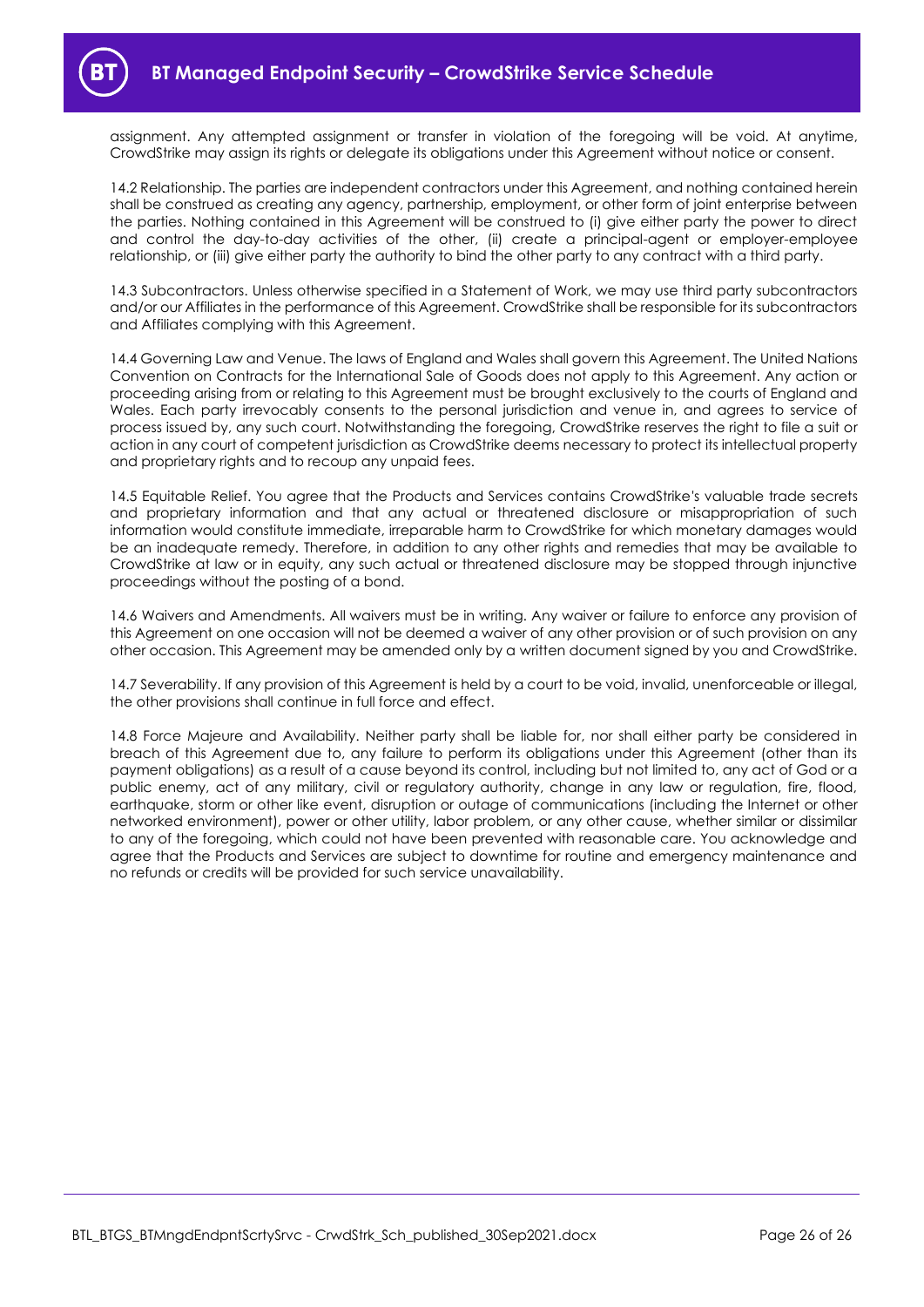assignment. Any attempted assignment or transfer in violation of the foregoing will be void. At anytime, CrowdStrike may assign its rights or delegate its obligations under this Agreement without notice or consent.

14.2 Relationship. The parties are independent contractors under this Agreement, and nothing contained herein shall be construed as creating any agency, partnership, employment, or other form of joint enterprise between the parties. Nothing contained in this Agreement will be construed to (i) give either party the power to direct and control the day-to-day activities of the other, (ii) create a principal-agent or employer-employee relationship, or (iii) give either party the authority to bind the other party to any contract with a third party.

14.3 Subcontractors. Unless otherwise specified in a Statement of Work, we may use third party subcontractors and/or our Affiliates in the performance of this Agreement. CrowdStrike shall be responsible for its subcontractors and Affiliates complying with this Agreement.

14.4 Governing Law and Venue. The laws of England and Wales shall govern this Agreement. The United Nations Convention on Contracts for the International Sale of Goods does not apply to this Agreement. Any action or proceeding arising from or relating to this Agreement must be brought exclusively to the courts of England and Wales. Each party irrevocably consents to the personal jurisdiction and venue in, and agrees to service of process issued by, any such court. Notwithstanding the foregoing, CrowdStrike reserves the right to file a suit or action in any court of competent jurisdiction as CrowdStrike deems necessary to protect its intellectual property and proprietary rights and to recoup any unpaid fees.

14.5 Equitable Relief. You agree that the Products and Services contains CrowdStrike's valuable trade secrets and proprietary information and that any actual or threatened disclosure or misappropriation of such information would constitute immediate, irreparable harm to CrowdStrike for which monetary damages would be an inadequate remedy. Therefore, in addition to any other rights and remedies that may be available to CrowdStrike at law or in equity, any such actual or threatened disclosure may be stopped through injunctive proceedings without the posting of a bond.

14.6 Waivers and Amendments. All waivers must be in writing. Any waiver or failure to enforce any provision of this Agreement on one occasion will not be deemed a waiver of any other provision or of such provision on any other occasion. This Agreement may be amended only by a written document signed by you and CrowdStrike.

14.7 Severability. If any provision of this Agreement is held by a court to be void, invalid, unenforceable or illegal, the other provisions shall continue in full force and effect.

14.8 Force Majeure and Availability. Neither party shall be liable for, nor shall either party be considered in breach of this Agreement due to, any failure to perform its obligations under this Agreement (other than its payment obligations) as a result of a cause beyond its control, including but not limited to, any act of God or a public enemy, act of any military, civil or regulatory authority, change in any law or regulation, fire, flood, earthquake, storm or other like event, disruption or outage of communications (including the Internet or other networked environment), power or other utility, labor problem, or any other cause, whether similar or dissimilar to any of the foregoing, which could not have been prevented with reasonable care. You acknowledge and agree that the Products and Services are subject to downtime for routine and emergency maintenance and no refunds or credits will be provided for such service unavailability.